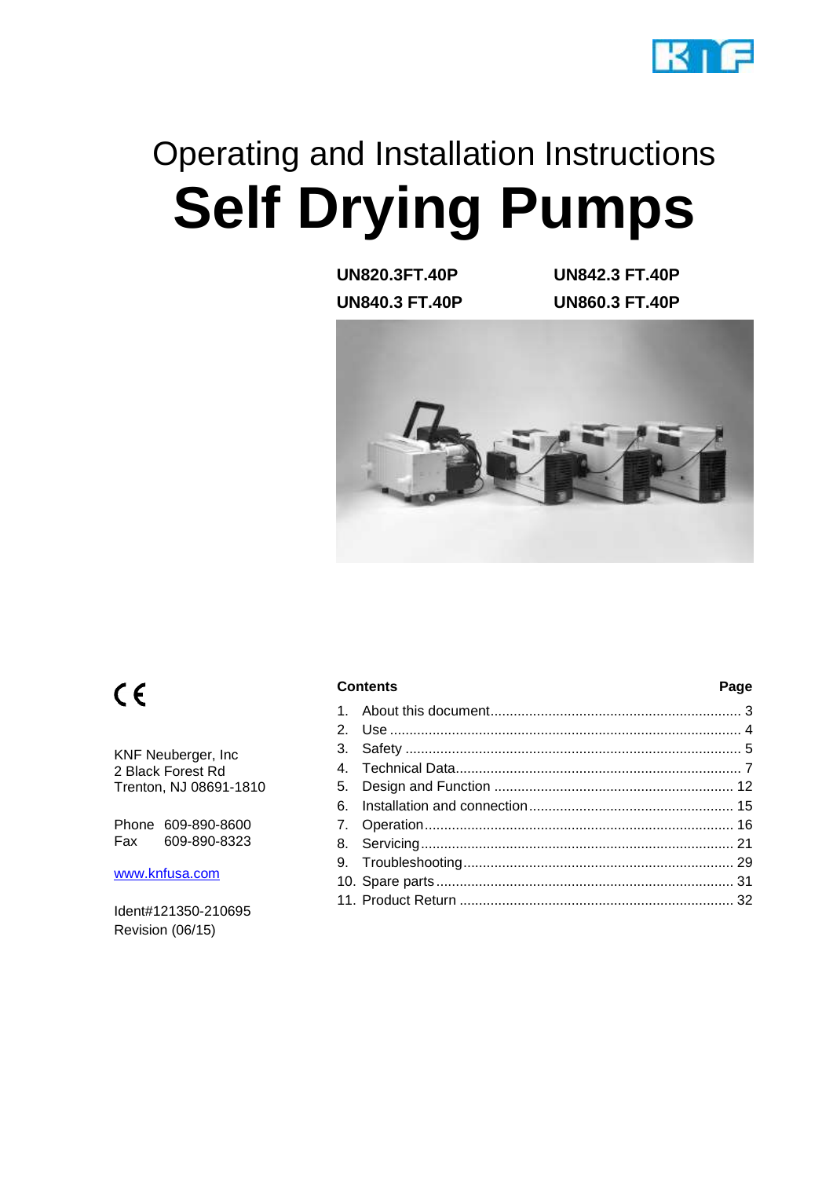Operating and Installation Instructions

# Self Drying Pumps

**UN820.3FT.40P** **UN842.3 FT.40P**
**UN840.3 FT.40P** **UN860.3 FT.40P**

CE

KNF Neuberger, Inc
2 Black Forest Rd
Trenton, NJ 08691-1810

Phone 609-890-8600
Fax 609-890-8323

www.knfusa.com

Ident#121350-210695
Revision (06/15)

| **Contents** | **Page** |
|---|---|
| 1. About this document | 3 |
| 2. Use | 4 |
| 3. Safety | 5 |
| 4. Technical Data | 7 |
| 5. Design and Function | 12 |
| 6. Installation and connection | 15 |
| 7. Operation | 16 |
| 8. Servicing | 21 |
| 9. Troubleshooting | 29 |
| 10. Spare parts | 31 |
| 11. Product Return | 32 |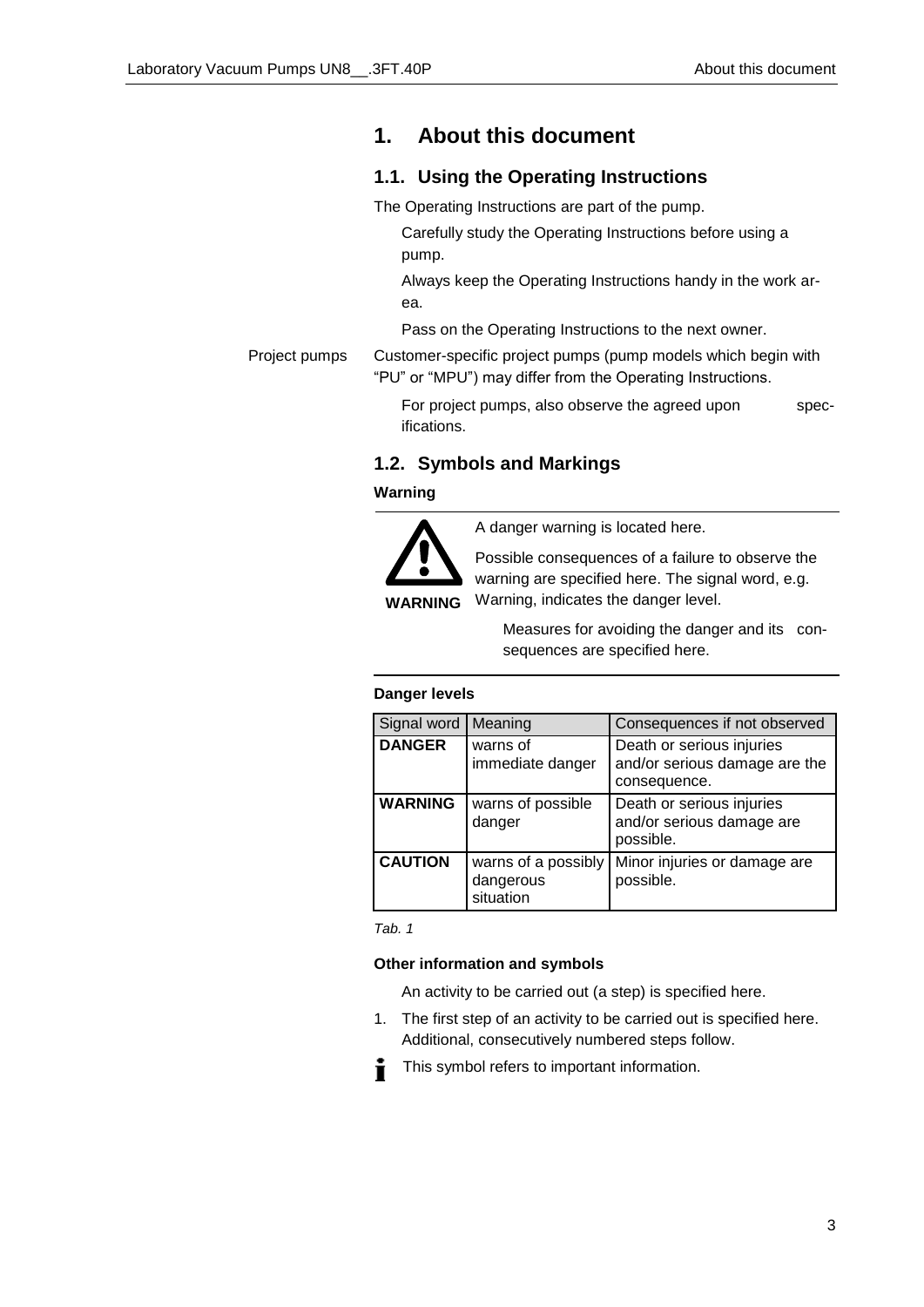# 1. About this document

## 1.1. Using the Operating Instructions

The Operating Instructions are part of the pump.

Carefully study the Operating Instructions before using a pump.

Always keep the Operating Instructions handy in the work area.

Pass on the Operating Instructions to the next owner.

Project pumps

Customer-specific project pumps (pump models which begin with "PU" or "MPU") may differ from the Operating Instructions.

For project pumps, also observe the agreed upon specifications.

## 1.2. Symbols and Markings

**Warning**

**WARNING**

A danger warning is located here.

Possible consequences of a failure to observe the warning are specified here. The signal word, e.g. Warning, indicates the danger level.

Measures for avoiding the danger and its consequences are specified here.

**Danger levels**

| Signal word | Meaning | Consequences if not observed |
| --- | --- | --- |
| **DANGER** | warns of immediate danger | Death or serious injuries and/or serious damage are the consequence. |
| **WARNING** | warns of possible danger | Death or serious injuries and/or serious damage are possible. |
| **CAUTION** | warns of a possibly dangerous situation | Minor injuries or damage are possible. |

*Tab. 1*

**Other information and symbols**

An activity to be carried out (a step) is specified here.

1. The first step of an activity to be carried out is specified here. Additional, consecutively numbered steps follow.

This symbol refers to important information.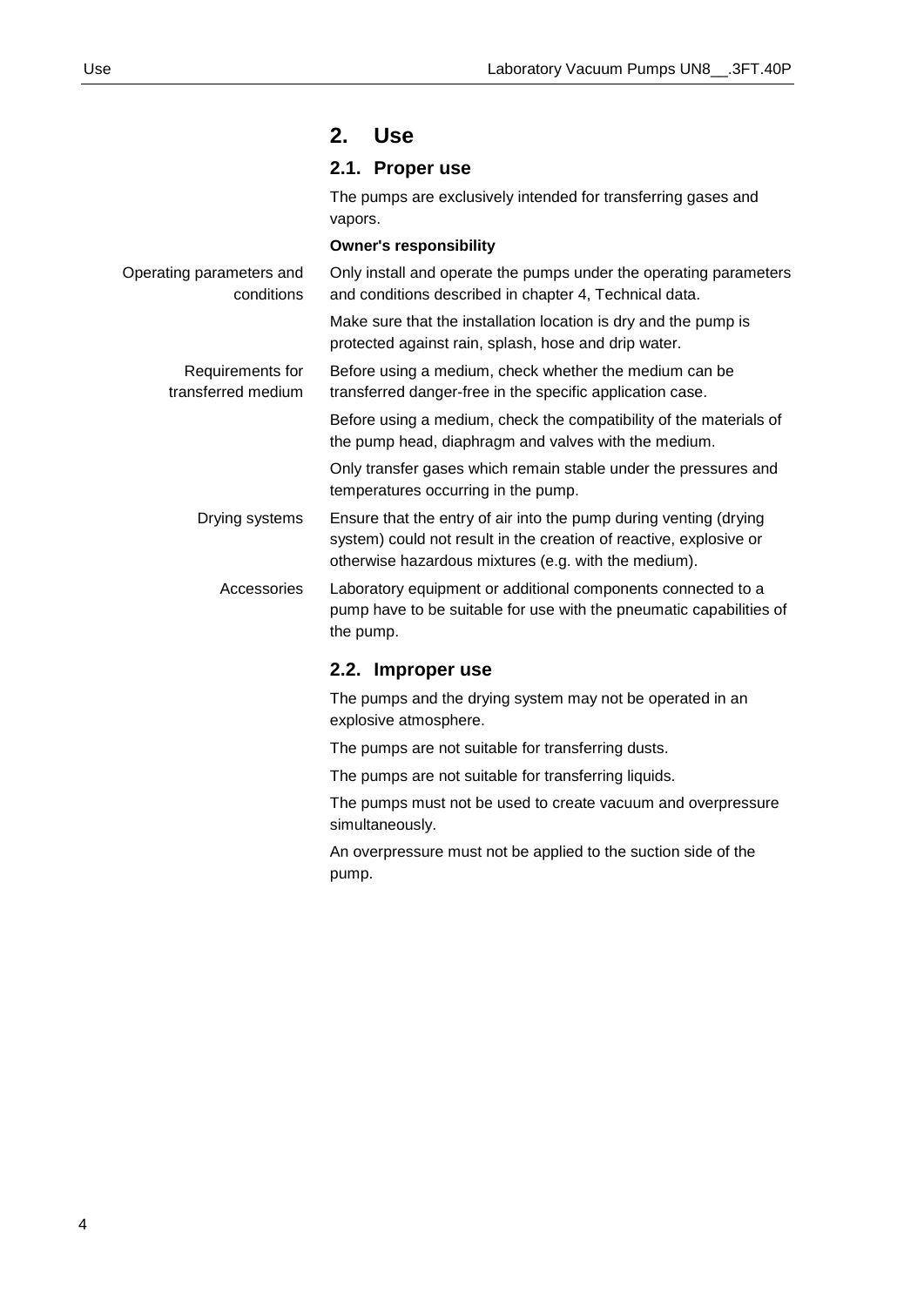# 2. Use

## 2.1. Proper use

The pumps are exclusively intended for transferring gases and vapors.

**Owner's responsibility**

Operating parameters and conditions

Only install and operate the pumps under the operating parameters and conditions described in chapter 4, Technical data.

Make sure that the installation location is dry and the pump is protected against rain, splash, hose and drip water.

Requirements for transferred medium

Before using a medium, check whether the medium can be transferred danger-free in the specific application case.

Before using a medium, check the compatibility of the materials of the pump head, diaphragm and valves with the medium.

Only transfer gases which remain stable under the pressures and temperatures occurring in the pump.

Drying systems

Ensure that the entry of air into the pump during venting (drying system) could not result in the creation of reactive, explosive or otherwise hazardous mixtures (e.g. with the medium).

Accessories

Laboratory equipment or additional components connected to a pump have to be suitable for use with the pneumatic capabilities of the pump.

## 2.2. Improper use

The pumps and the drying system may not be operated in an explosive atmosphere.

The pumps are not suitable for transferring dusts.

The pumps are not suitable for transferring liquids.

The pumps must not be used to create vacuum and overpressure simultaneously.

An overpressure must not be applied to the suction side of the pump.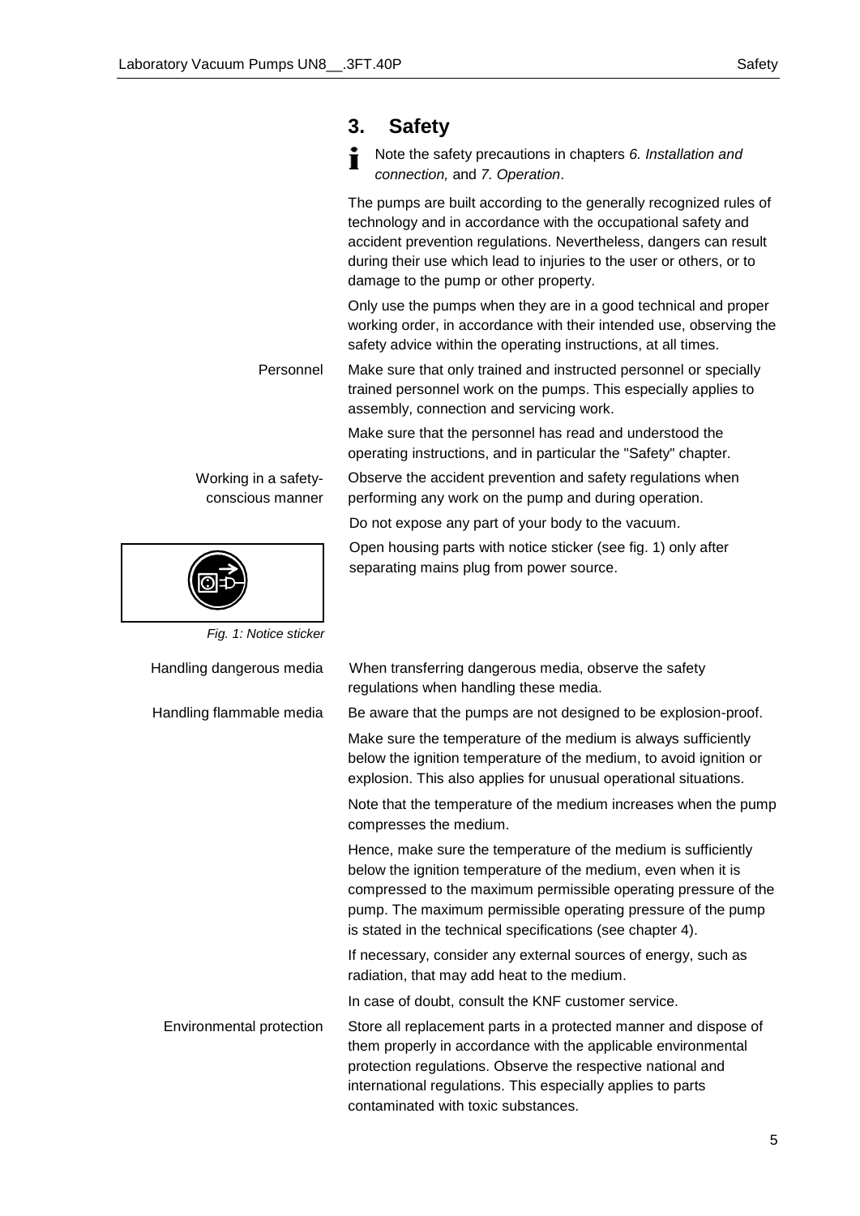## 3. Safety

Note the safety precautions in chapters *6. Installation and connection,* and *7. Operation*.

The pumps are built according to the generally recognized rules of technology and in accordance with the occupational safety and accident prevention regulations. Nevertheless, dangers can result during their use which lead to injuries to the user or others, or to damage to the pump or other property.

Only use the pumps when they are in a good technical and proper working order, in accordance with their intended use, observing the safety advice within the operating instructions, at all times.

**Personnel**

Make sure that only trained and instructed personnel or specially trained personnel work on the pumps. This especially applies to assembly, connection and servicing work.

Make sure that the personnel has read and understood the operating instructions, and in particular the "Safety" chapter.

**Working in a safety-conscious manner**

Observe the accident prevention and safety regulations when performing any work on the pump and during operation.

Do not expose any part of your body to the vacuum.

Open housing parts with notice sticker (see fig. 1) only after separating mains plug from power source.

*Fig. 1: Notice sticker*

**Handling dangerous media**

When transferring dangerous media, observe the safety regulations when handling these media.

**Handling flammable media**

Be aware that the pumps are not designed to be explosion-proof.

Make sure the temperature of the medium is always sufficiently below the ignition temperature of the medium, to avoid ignition or explosion. This also applies for unusual operational situations.

Note that the temperature of the medium increases when the pump compresses the medium.

Hence, make sure the temperature of the medium is sufficiently below the ignition temperature of the medium, even when it is compressed to the maximum permissible operating pressure of the pump. The maximum permissible operating pressure of the pump is stated in the technical specifications (see chapter 4).

If necessary, consider any external sources of energy, such as radiation, that may add heat to the medium.

In case of doubt, consult the KNF customer service.

**Environmental protection**

Store all replacement parts in a protected manner and dispose of them properly in accordance with the applicable environmental protection regulations. Observe the respective national and international regulations. This especially applies to parts contaminated with toxic substances.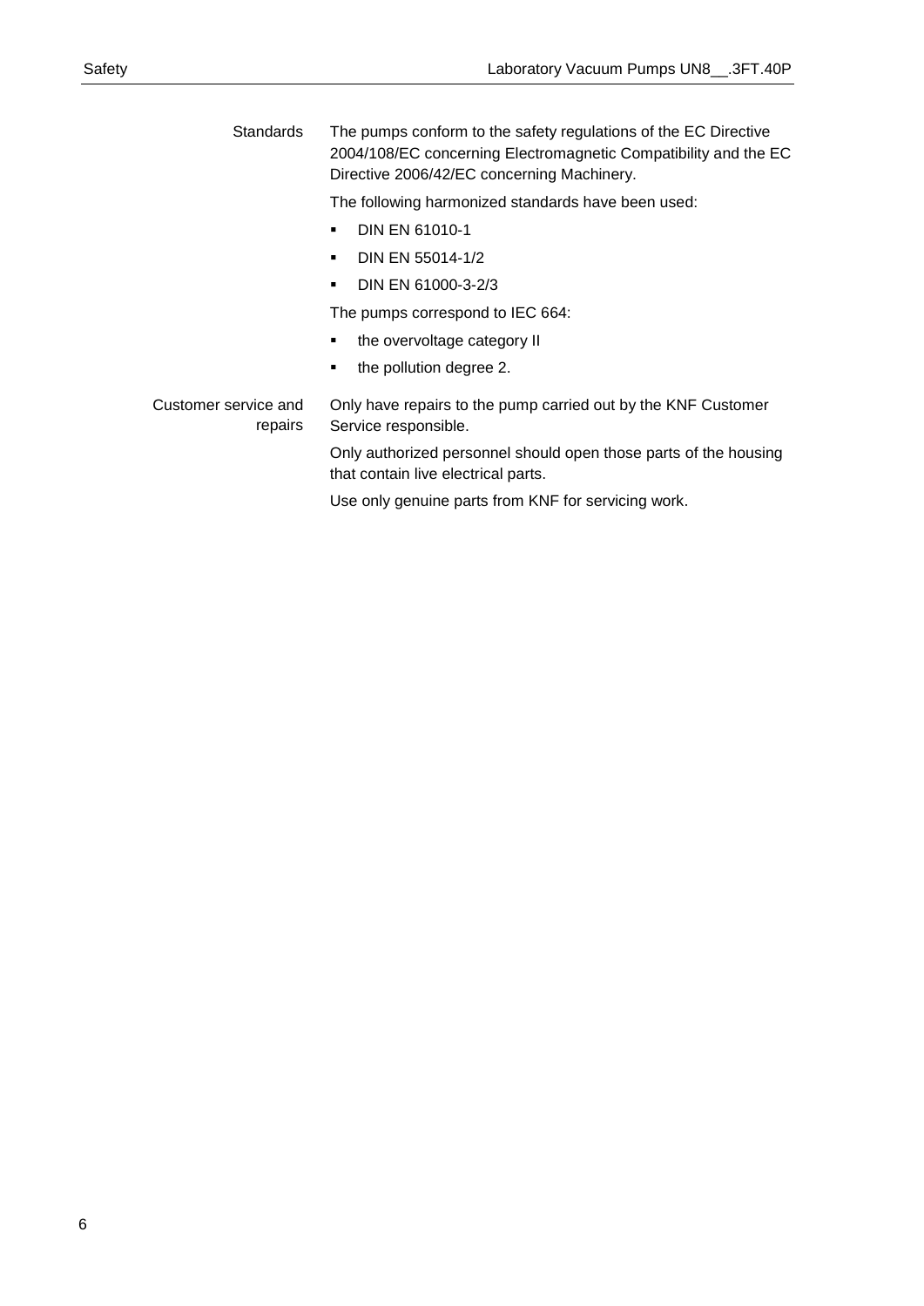**Standards**

The pumps conform to the safety regulations of the EC Directive 2004/108/EC concerning Electromagnetic Compatibility and the EC Directive 2006/42/EC concerning Machinery.

The following harmonized standards have been used:

- DIN EN 61010-1
- DIN EN 55014-1/2
- DIN EN 61000-3-2/3

The pumps correspond to IEC 664:

- the overvoltage category II
- the pollution degree 2.

**Customer service and repairs**

Only have repairs to the pump carried out by the KNF Customer Service responsible.

Only authorized personnel should open those parts of the housing that contain live electrical parts.

Use only genuine parts from KNF for servicing work.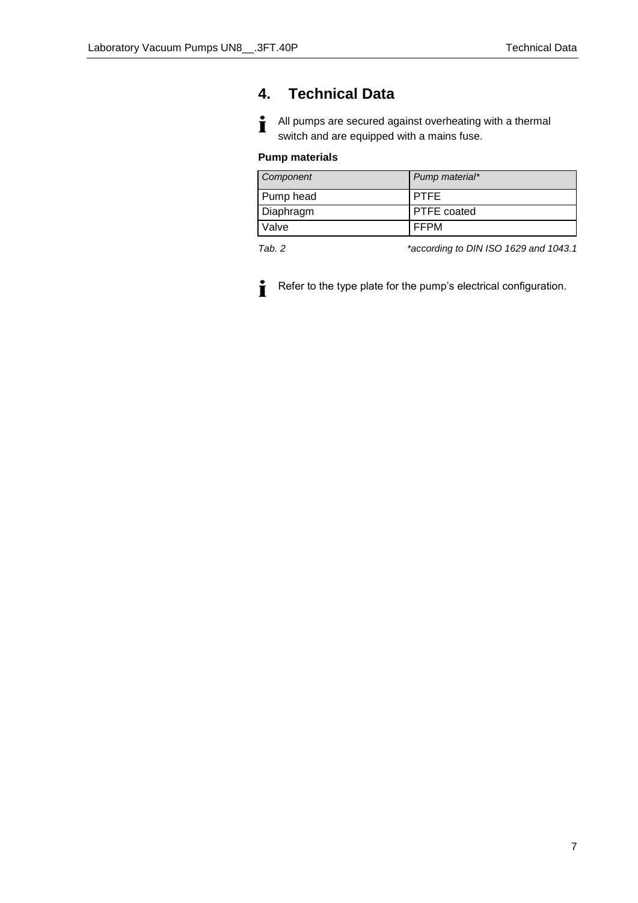# 4. Technical Data

All pumps are secured against overheating with a thermal switch and are equipped with a mains fuse.

**Pump materials**

| *Component* | *Pump material** |
| --- | --- |
| Pump head | PTFE |
| Diaphragm | PTFE coated |
| Valve | FFPM |

*Tab. 2* *\*according to DIN ISO 1629 and 1043.1*

Refer to the type plate for the pump's electrical configuration.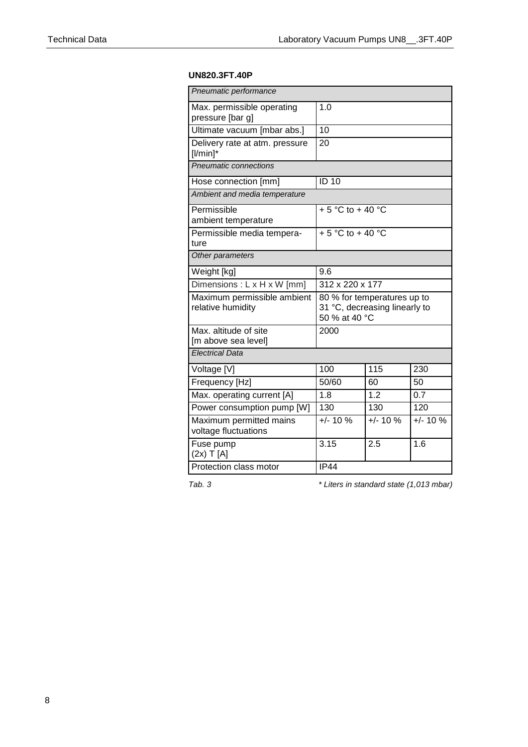**UN820.3FT.40P**

| *Pneumatic performance* | | | |
|---|---|---|---|
| Max. permissible operating pressure [bar g] | 1.0 | | |
| Ultimate vacuum [mbar abs.] | 10 | | |
| Delivery rate at atm. pressure [l/min]* | 20 | | |
| *Pneumatic connections* | | | |
| Hose connection [mm] | ID 10 | | |
| *Ambient and media temperature* | | | |
| Permissible ambient temperature | + 5 °C to + 40 °C | | |
| Permissible media temperature | + 5 °C to + 40 °C | | |
| *Other parameters* | | | |
| Weight [kg] | 9.6 | | |
| Dimensions : L x H x W [mm] | 312 x 220 x 177 | | |
| Maximum permissible ambient relative humidity | 80 % for temperatures up to 31 °C, decreasing linearly to 50 % at 40 °C | | |
| Max. altitude of site [m above sea level] | 2000 | | |
| *Electrical Data* | | | |
| Voltage [V] | 100 | 115 | 230 |
| Frequency [Hz] | 50/60 | 60 | 50 |
| Max. operating current [A] | 1.8 | 1.2 | 0.7 |
| Power consumption pump [W] | 130 | 130 | 120 |
| Maximum permitted mains voltage fluctuations | +/- 10 % | +/- 10 % | +/- 10 % |
| Fuse pump (2x) T [A] | 3.15 | 2.5 | 1.6 |
| Protection class motor | IP44 | | |

*Tab. 3* 　　*\* Liters in standard state (1,013 mbar)*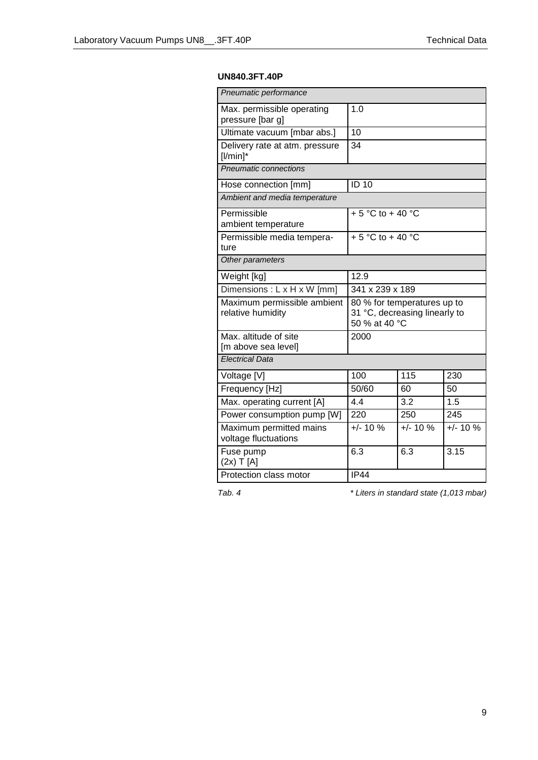**UN840.3FT.40P**

| *Pneumatic performance* | | | |
|---|---|---|---|
| Max. permissible operating pressure [bar g] | 1.0 | | |
| Ultimate vacuum [mbar abs.] | 10 | | |
| Delivery rate at atm. pressure [l/min]* | 34 | | |
| *Pneumatic connections* | | | |
| Hose connection [mm] | ID 10 | | |
| *Ambient and media temperature* | | | |
| Permissible ambient temperature | + 5 °C to + 40 °C | | |
| Permissible media temperature | + 5 °C to + 40 °C | | |
| *Other parameters* | | | |
| Weight [kg] | 12.9 | | |
| Dimensions : L x H x W [mm] | 341 x 239 x 189 | | |
| Maximum permissible ambient relative humidity | 80 % for temperatures up to 31 °C, decreasing linearly to 50 % at 40 °C | | |
| Max. altitude of site [m above sea level] | 2000 | | |
| *Electrical Data* | | | |
| Voltage [V] | 100 | 115 | 230 |
| Frequency [Hz] | 50/60 | 60 | 50 |
| Max. operating current [A] | 4.4 | 3.2 | 1.5 |
| Power consumption pump [W] | 220 | 250 | 245 |
| Maximum permitted mains voltage fluctuations | +/- 10 % | +/- 10 % | +/- 10 % |
| Fuse pump (2x) T [A] | 6.3 | 6.3 | 3.15 |
| Protection class motor | IP44 | | |

*Tab. 4*

*\* Liters in standard state (1,013 mbar)*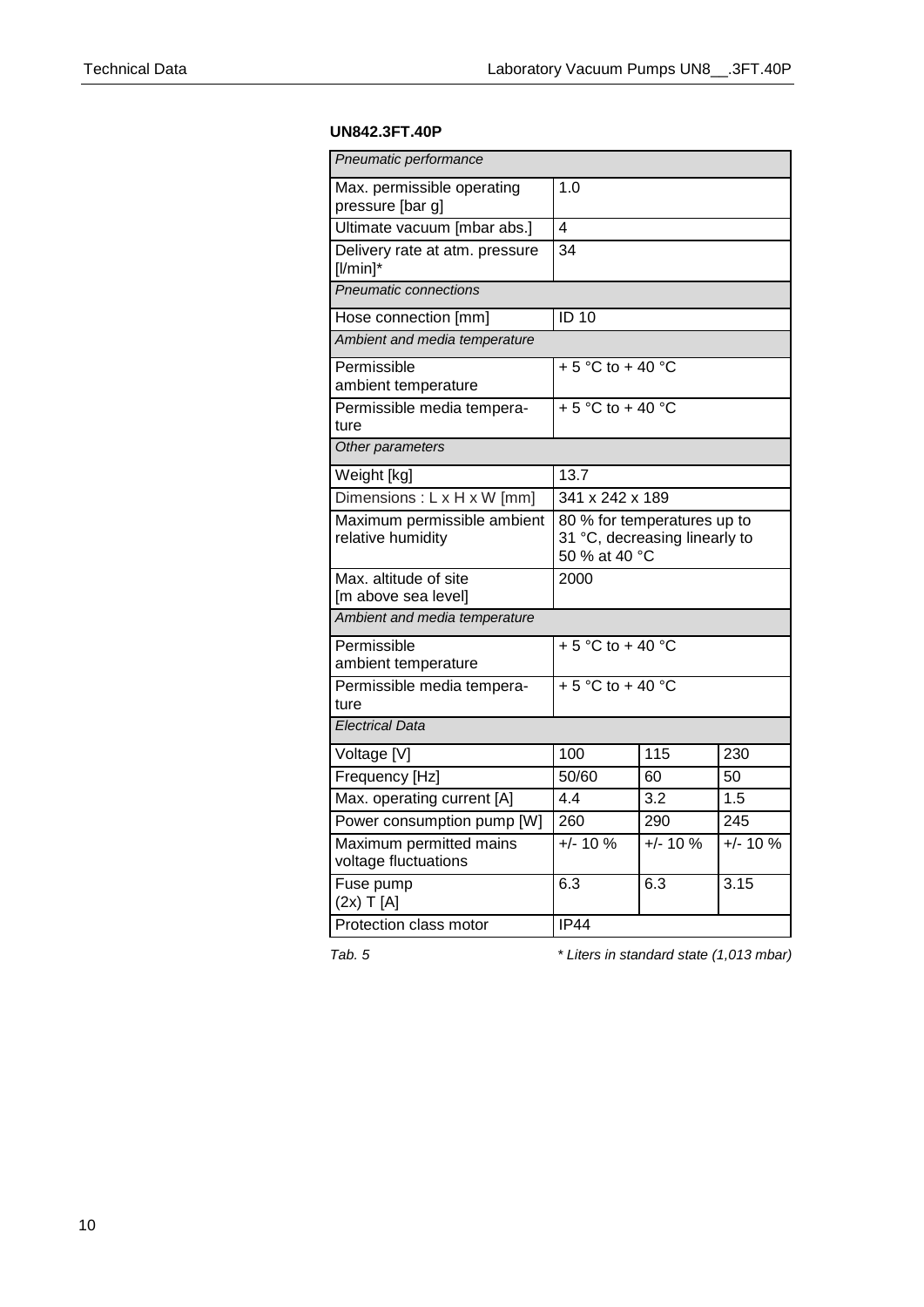**UN842.3FT.40P**

| *Pneumatic performance* | | | |
|---|---|---|---|
| Max. permissible operating pressure [bar g] | 1.0 | | |
| Ultimate vacuum [mbar abs.] | 4 | | |
| Delivery rate at atm. pressure [l/min]* | 34 | | |
| *Pneumatic connections* | | | |
| Hose connection [mm] | ID 10 | | |
| *Ambient and media temperature* | | | |
| Permissible ambient temperature | + 5 °C to + 40 °C | | |
| Permissible media temperature | + 5 °C to + 40 °C | | |
| *Other parameters* | | | |
| Weight [kg] | 13.7 | | |
| Dimensions : L x H x W [mm] | 341 x 242 x 189 | | |
| Maximum permissible ambient relative humidity | 80 % for temperatures up to 31 °C, decreasing linearly to 50 % at 40 °C | | |
| Max. altitude of site [m above sea level] | 2000 | | |
| *Ambient and media temperature* | | | |
| Permissible ambient temperature | + 5 °C to + 40 °C | | |
| Permissible media temperature | + 5 °C to + 40 °C | | |
| *Electrical Data* | | | |
| Voltage [V] | 100 | 115 | 230 |
| Frequency [Hz] | 50/60 | 60 | 50 |
| Max. operating current [A] | 4.4 | 3.2 | 1.5 |
| Power consumption pump [W] | 260 | 290 | 245 |
| Maximum permitted mains voltage fluctuations | +/- 10 % | +/- 10 % | +/- 10 % |
| Fuse pump (2x) T [A] | 6.3 | 6.3 | 3.15 |
| Protection class motor | IP44 | | |

*Tab. 5* *\* Liters in standard state (1,013 mbar)*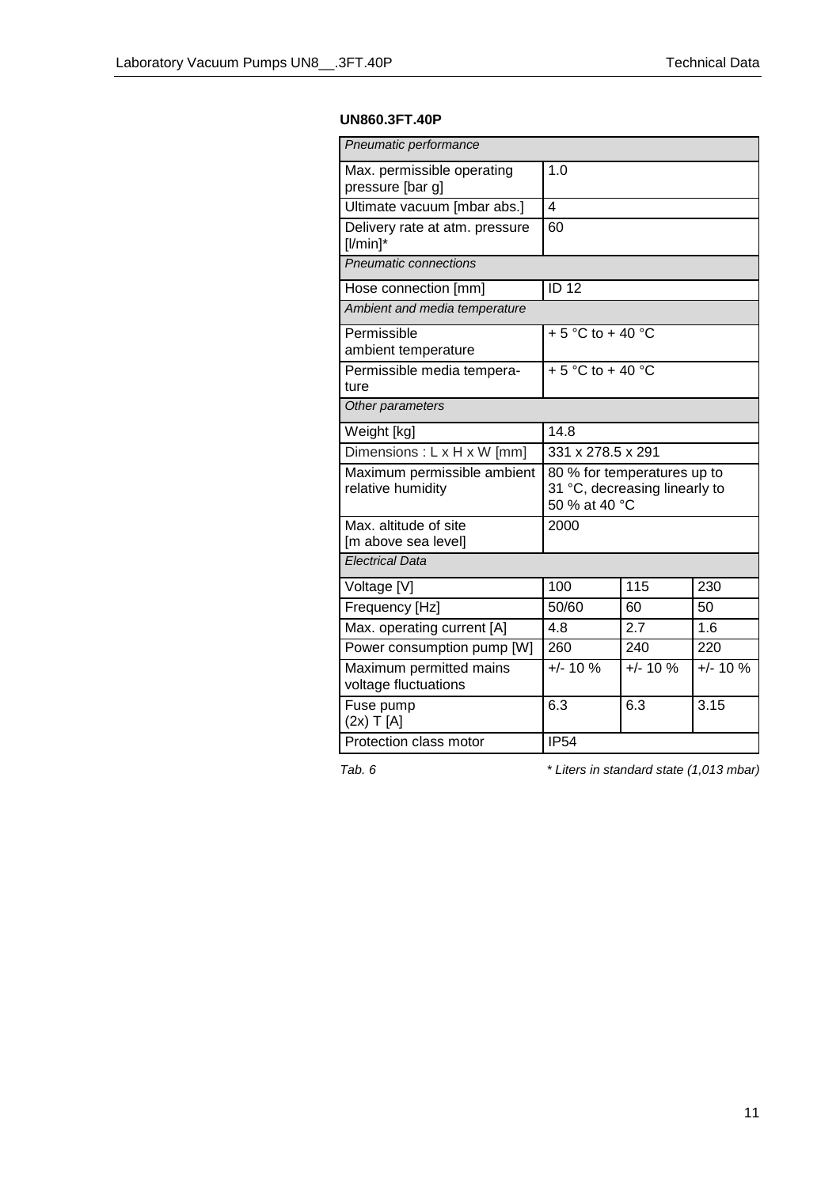**UN860.3FT.40P**

| *Pneumatic performance* | | | |
|---|---|---|---|
| Max. permissible operating pressure [bar g] | 1.0 | | |
| Ultimate vacuum [mbar abs.] | 4 | | |
| Delivery rate at atm. pressure [l/min]* | 60 | | |
| *Pneumatic connections* | | | |
| Hose connection [mm] | ID 12 | | |
| *Ambient and media temperature* | | | |
| Permissible ambient temperature | + 5 °C to + 40 °C | | |
| Permissible media temperature | + 5 °C to + 40 °C | | |
| *Other parameters* | | | |
| Weight [kg] | 14.8 | | |
| Dimensions : L x H x W [mm] | 331 x 278.5 x 291 | | |
| Maximum permissible ambient relative humidity | 80 % for temperatures up to 31 °C, decreasing linearly to 50 % at 40 °C | | |
| Max. altitude of site [m above sea level] | 2000 | | |
| *Electrical Data* | | | |
| Voltage [V] | 100 | 115 | 230 |
| Frequency [Hz] | 50/60 | 60 | 50 |
| Max. operating current [A] | 4.8 | 2.7 | 1.6 |
| Power consumption pump [W] | 260 | 240 | 220 |
| Maximum permitted mains voltage fluctuations | +/- 10 % | +/- 10 % | +/- 10 % |
| Fuse pump (2x) T [A] | 6.3 | 6.3 | 3.15 |
| Protection class motor | IP54 | | |

*Tab. 6* *\* Liters in standard state (1,013 mbar)*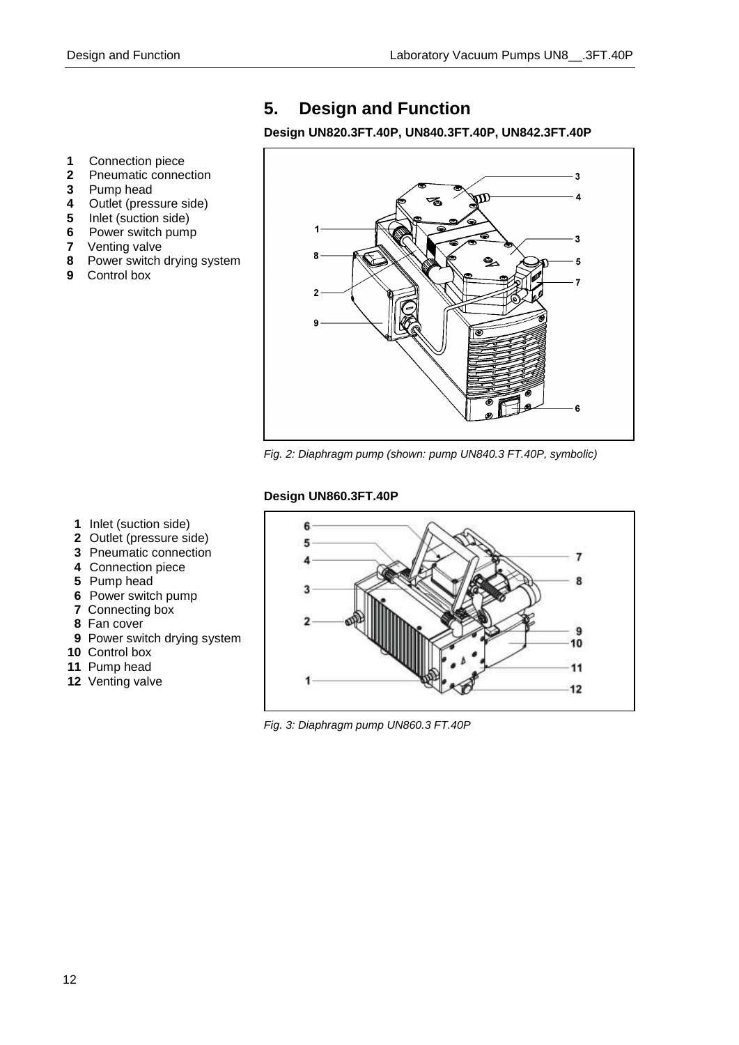# 5. Design and Function

**Design UN820.3FT.40P, UN840.3FT.40P, UN842.3FT.40P**

1. Connection piece
2. Pneumatic connection
3. Pump head
4. Outlet (pressure side)
5. Inlet (suction side)
6. Power switch pump
7. Venting valve
8. Power switch drying system
9. Control box

*Fig. 2: Diaphragm pump (shown: pump UN840.3 FT.40P, symbolic)*

**Design UN860.3FT.40P**

1. Inlet (suction side)
2. Outlet (pressure side)
3. Pneumatic connection
4. Connection piece
5. Pump head
6. Power switch pump
7. Connecting box
8. Fan cover
9. Power switch drying system
10. Control box
11. Pump head
12. Venting valve

*Fig. 3: Diaphragm pump UN860.3 FT.40P*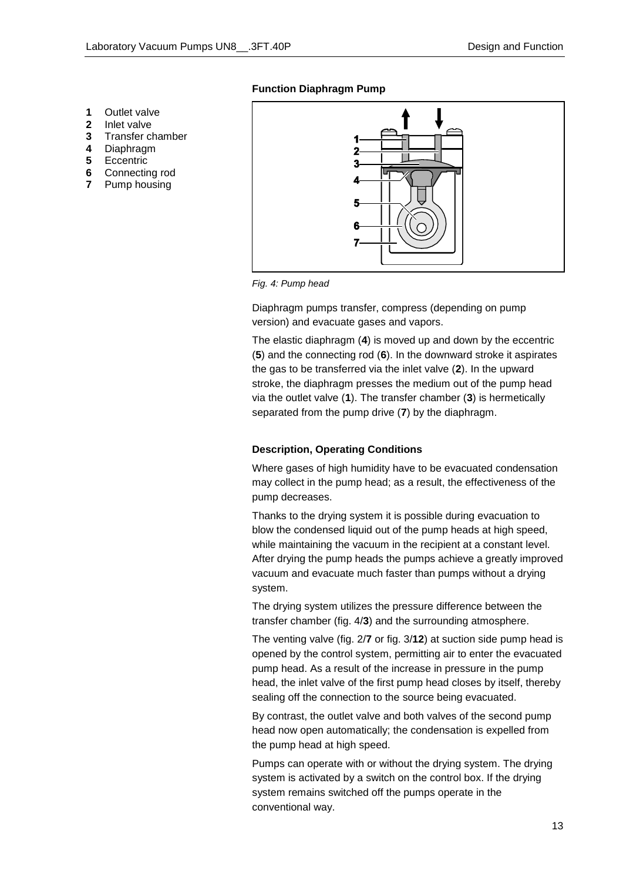## Function Diaphragm Pump

1 Outlet valve
2 Inlet valve
3 Transfer chamber
4 Diaphragm
5 Eccentric
6 Connecting rod
7 Pump housing

*Fig. 4: Pump head*

Diaphragm pumps transfer, compress (depending on pump version) and evacuate gases and vapors.

The elastic diaphragm (**4**) is moved up and down by the eccentric (**5**) and the connecting rod (**6**). In the downward stroke it aspirates the gas to be transferred via the inlet valve (**2**). In the upward stroke, the diaphragm presses the medium out of the pump head via the outlet valve (**1**). The transfer chamber (**3**) is hermetically separated from the pump drive (**7**) by the diaphragm.

## Description, Operating Conditions

Where gases of high humidity have to be evacuated condensation may collect in the pump head; as a result, the effectiveness of the pump decreases.

Thanks to the drying system it is possible during evacuation to blow the condensed liquid out of the pump heads at high speed, while maintaining the vacuum in the recipient at a constant level. After drying the pump heads the pumps achieve a greatly improved vacuum and evacuate much faster than pumps without a drying system.

The drying system utilizes the pressure difference between the transfer chamber (fig. 4/**3**) and the surrounding atmosphere.

The venting valve (fig. 2/**7** or fig. 3/**12**) at suction side pump head is opened by the control system, permitting air to enter the evacuated pump head. As a result of the increase in pressure in the pump head, the inlet valve of the first pump head closes by itself, thereby sealing off the connection to the source being evacuated.

By contrast, the outlet valve and both valves of the second pump head now open automatically; the condensation is expelled from the pump head at high speed.

Pumps can operate with or without the drying system. The drying system is activated by a switch on the control box. If the drying system remains switched off the pumps operate in the conventional way.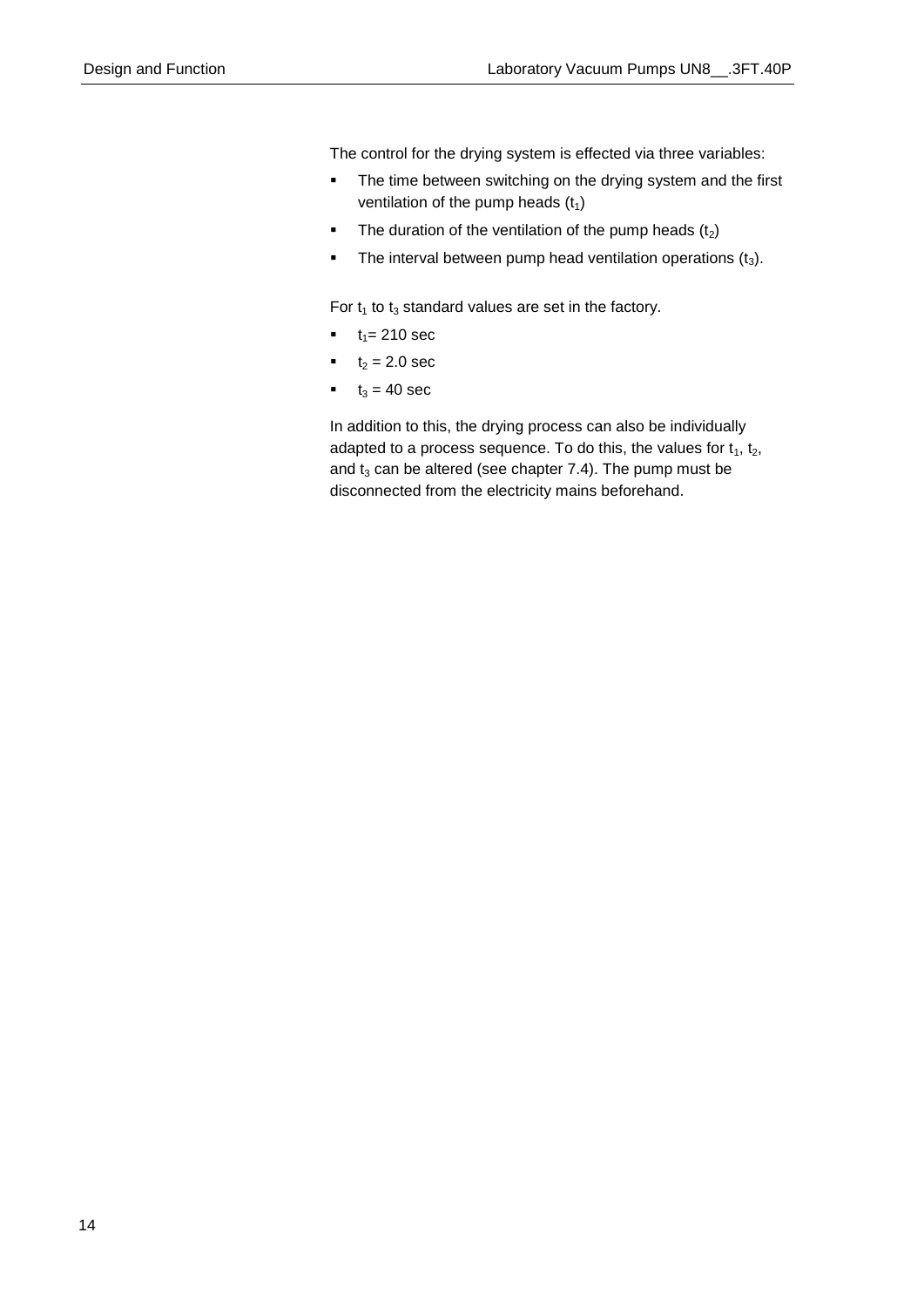The control for the drying system is effected via three variables:

- The time between switching on the drying system and the first ventilation of the pump heads ($t_1$)
- The duration of the ventilation of the pump heads ($t_2$)
- The interval between pump head ventilation operations ($t_3$).

For $t_1$ to $t_3$ standard values are set in the factory.

- $t_1$= 210 sec
- $t_2$ = 2.0 sec
- $t_3$ = 40 sec

In addition to this, the drying process can also be individually adapted to a process sequence. To do this, the values for $t_1$, $t_2$, and $t_3$ can be altered (see chapter 7.4). The pump must be disconnected from the electricity mains beforehand.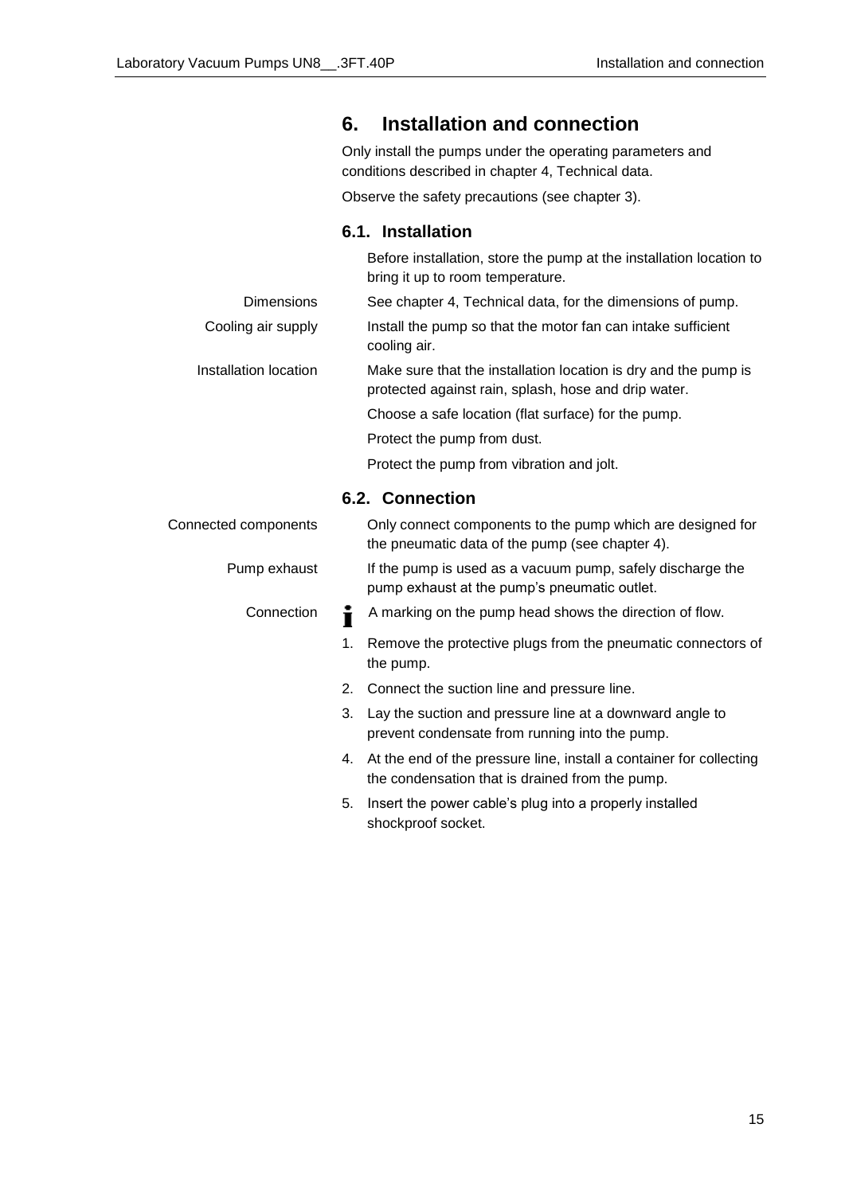# 6. Installation and connection

Only install the pumps under the operating parameters and conditions described in chapter 4, Technical data.

Observe the safety precautions (see chapter 3).

## 6.1. Installation

Before installation, store the pump at the installation location to bring it up to room temperature.

**Dimensions**

See chapter 4, Technical data, for the dimensions of pump.

**Cooling air supply**

Install the pump so that the motor fan can intake sufficient cooling air.

**Installation location**

Make sure that the installation location is dry and the pump is protected against rain, splash, hose and drip water.

Choose a safe location (flat surface) for the pump.

Protect the pump from dust.

Protect the pump from vibration and jolt.

## 6.2. Connection

**Connected components**

Only connect components to the pump which are designed for the pneumatic data of the pump (see chapter 4).

**Pump exhaust**

If the pump is used as a vacuum pump, safely discharge the pump exhaust at the pump's pneumatic outlet.

**Connection**

A marking on the pump head shows the direction of flow.

1. Remove the protective plugs from the pneumatic connectors of the pump.
2. Connect the suction line and pressure line.
3. Lay the suction and pressure line at a downward angle to prevent condensate from running into the pump.
4. At the end of the pressure line, install a container for collecting the condensation that is drained from the pump.
5. Insert the power cable's plug into a properly installed shockproof socket.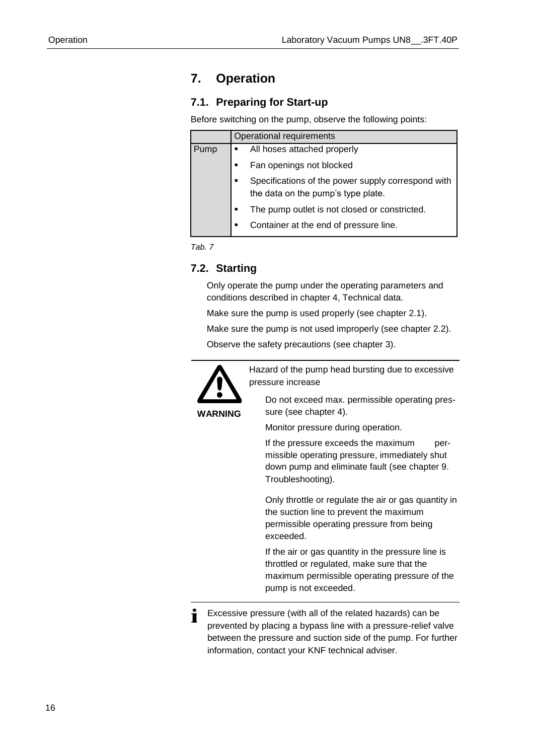# 7. Operation

## 7.1. Preparing for Start-up

Before switching on the pump, observe the following points:

| | Operational requirements |
|---|---|
| Pump | ▪ All hoses attached properly<br>▪ Fan openings not blocked<br>▪ Specifications of the power supply correspond with the data on the pump's type plate.<br>▪ The pump outlet is not closed or constricted.<br>▪ Container at the end of pressure line. |

*Tab. 7*

## 7.2. Starting

Only operate the pump under the operating parameters and conditions described in chapter 4, Technical data.

Make sure the pump is used properly (see chapter 2.1).

Make sure the pump is not used improperly (see chapter 2.2).

Observe the safety precautions (see chapter 3).

**WARNING**

Hazard of the pump head bursting due to excessive pressure increase

Do not exceed max. permissible operating pressure (see chapter 4).

Monitor pressure during operation.

If the pressure exceeds the maximum permissible operating pressure, immediately shut down pump and eliminate fault (see chapter 9. Troubleshooting).

Only throttle or regulate the air or gas quantity in the suction line to prevent the maximum permissible operating pressure from being exceeded.

If the air or gas quantity in the pressure line is throttled or regulated, make sure that the maximum permissible operating pressure of the pump is not exceeded.

Excessive pressure (with all of the related hazards) can be prevented by placing a bypass line with a pressure-relief valve between the pressure and suction side of the pump. For further information, contact your KNF technical adviser.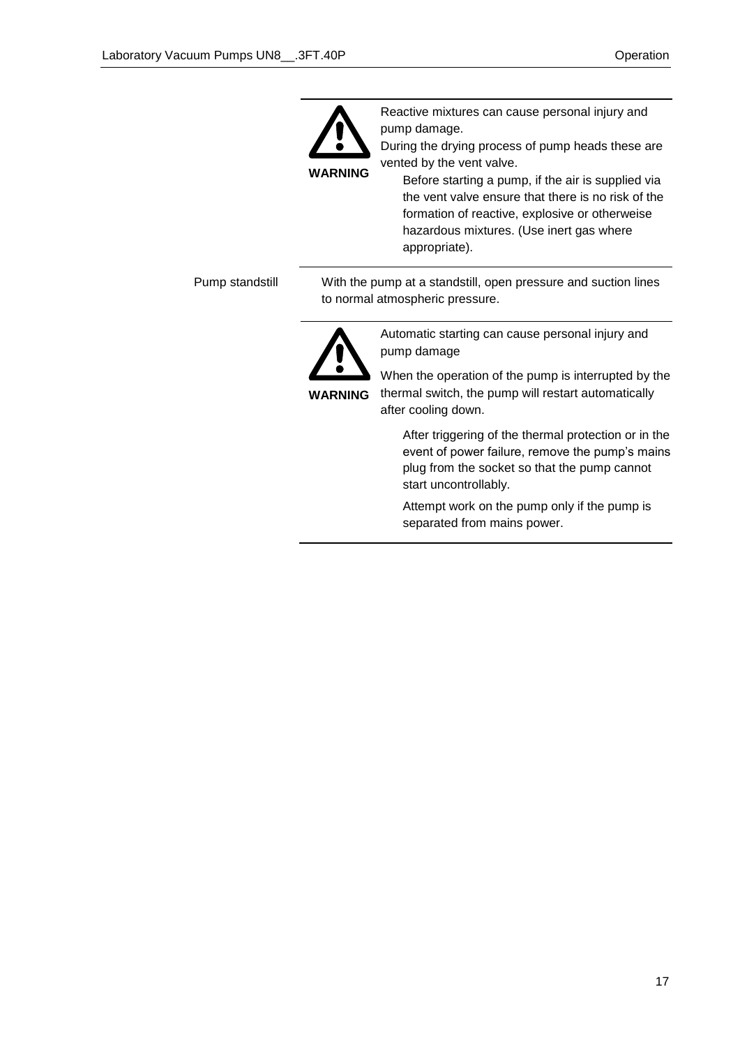**WARNING**

Reactive mixtures can cause personal injury and pump damage.

During the drying process of pump heads these are vented by the vent valve.

- Before starting a pump, if the air is supplied via the vent valve ensure that there is no risk of the formation of reactive, explosive or otherweise hazardous mixtures. (Use inert gas where appropriate).

Pump standstill

With the pump at a standstill, open pressure and suction lines to normal atmospheric pressure.

**WARNING**

Automatic starting can cause personal injury and pump damage

When the operation of the pump is interrupted by the thermal switch, the pump will restart automatically after cooling down.

- After triggering of the thermal protection or in the event of power failure, remove the pump's mains plug from the socket so that the pump cannot start uncontrollably.
- Attempt work on the pump only if the pump is separated from mains power.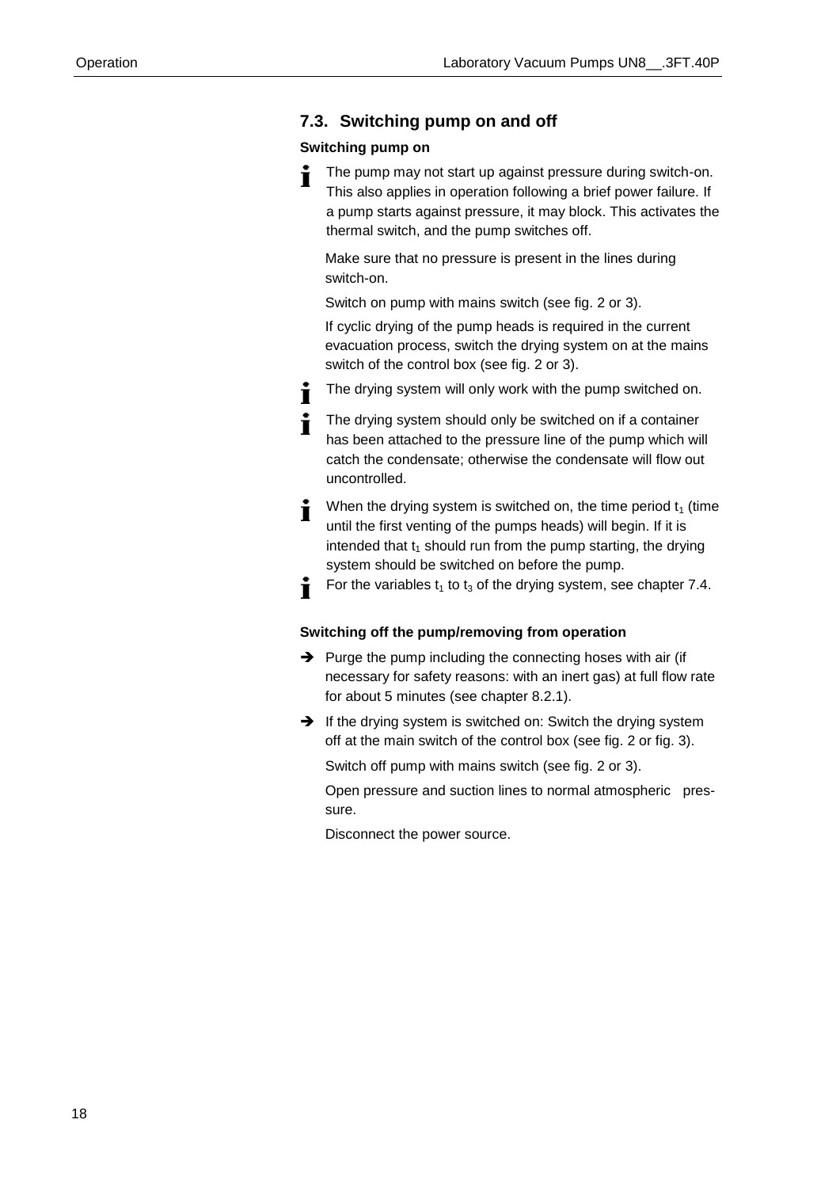## 7.3. Switching pump on and off

**Switching pump on**

ℹ The pump may not start up against pressure during switch-on. This also applies in operation following a brief power failure. If a pump starts against pressure, it may block. This activates the thermal switch, and the pump switches off.

Make sure that no pressure is present in the lines during switch-on.

Switch on pump with mains switch (see fig. 2 or 3).

If cyclic drying of the pump heads is required in the current evacuation process, switch the drying system on at the mains switch of the control box (see fig. 2 or 3).

ℹ The drying system will only work with the pump switched on.

ℹ The drying system should only be switched on if a container has been attached to the pressure line of the pump which will catch the condensate; otherwise the condensate will flow out uncontrolled.

ℹ When the drying system is switched on, the time period $t_1$ (time until the first venting of the pumps heads) will begin. If it is intended that $t_1$ should run from the pump starting, the drying system should be switched on before the pump.

ℹ For the variables $t_1$ to $t_3$ of the drying system, see chapter 7.4.

**Switching off the pump/removing from operation**

➔ Purge the pump including the connecting hoses with air (if necessary for safety reasons: with an inert gas) at full flow rate for about 5 minutes (see chapter 8.2.1).

➔ If the drying system is switched on: Switch the drying system off at the main switch of the control box (see fig. 2 or fig. 3).

Switch off pump with mains switch (see fig. 2 or 3).

Open pressure and suction lines to normal atmospheric pressure.

Disconnect the power source.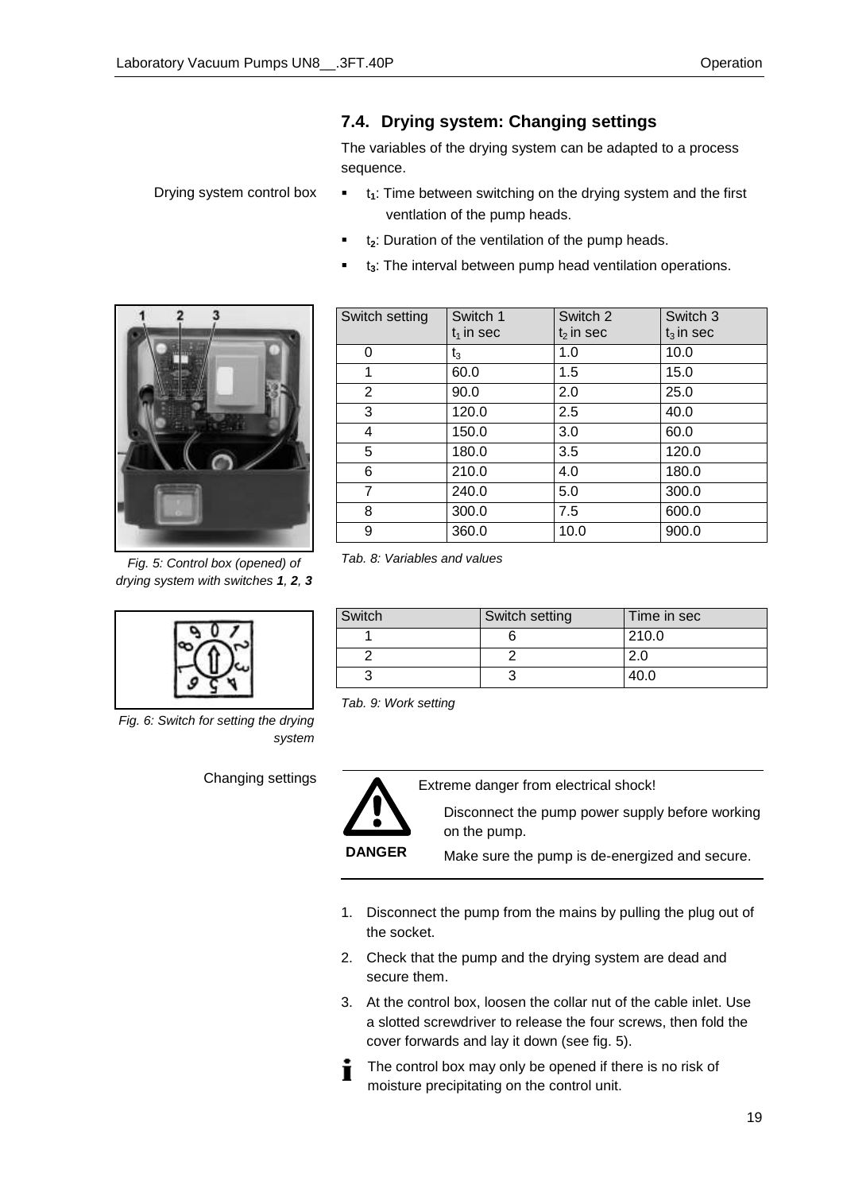## 7.4. Drying system: Changing settings

The variables of the drying system can be adapted to a process sequence.

Drying system control box

- $t_1$: Time between switching on the drying system and the first ventlation of the pump heads.
- $t_2$: Duration of the ventilation of the pump heads.
- $t_3$: The interval between pump head ventilation operations.

| Switch setting | Switch 1 $t_1$ in sec | Switch 2 $t_2$ in sec | Switch 3 $t_3$ in sec |
|---|---|---|---|
| 0 | $t_3$ | 1.0 | 10.0 |
| 1 | 60.0 | 1.5 | 15.0 |
| 2 | 90.0 | 2.0 | 25.0 |
| 3 | 120.0 | 2.5 | 40.0 |
| 4 | 150.0 | 3.0 | 60.0 |
| 5 | 180.0 | 3.5 | 120.0 |
| 6 | 210.0 | 4.0 | 180.0 |
| 7 | 240.0 | 5.0 | 300.0 |
| 8 | 300.0 | 7.5 | 600.0 |
| 9 | 360.0 | 10.0 | 900.0 |

*Tab. 8: Variables and values*

*Fig. 5: Control box (opened) of drying system with switches **1**, **2**, **3***

| Switch | Switch setting | Time in sec |
|---|---|---|
| 1 | 6 | 210.0 |
| 2 | 2 | 2.0 |
| 3 | 3 | 40.0 |

*Tab. 9: Work setting*

*Fig. 6: Switch for setting the drying system*

Changing settings

**DANGER**

Extreme danger from electrical shock!

Disconnect the pump power supply before working on the pump.

Make sure the pump is de-energized and secure.

1. Disconnect the pump from the mains by pulling the plug out of the socket.
2. Check that the pump and the drying system are dead and secure them.
3. At the control box, loosen the collar nut of the cable inlet. Use a slotted screwdriver to release the four screws, then fold the cover forwards and lay it down (see fig. 5).

The control box may only be opened if there is no risk of moisture precipitating on the control unit.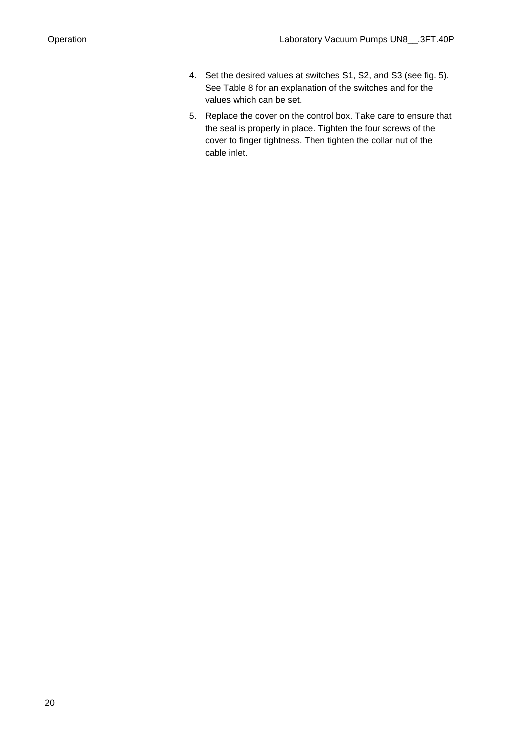4. Set the desired values at switches S1, S2, and S3 (see fig. 5). See Table 8 for an explanation of the switches and for the values which can be set.
5. Replace the cover on the control box. Take care to ensure that the seal is properly in place. Tighten the four screws of the cover to finger tightness. Then tighten the collar nut of the cable inlet.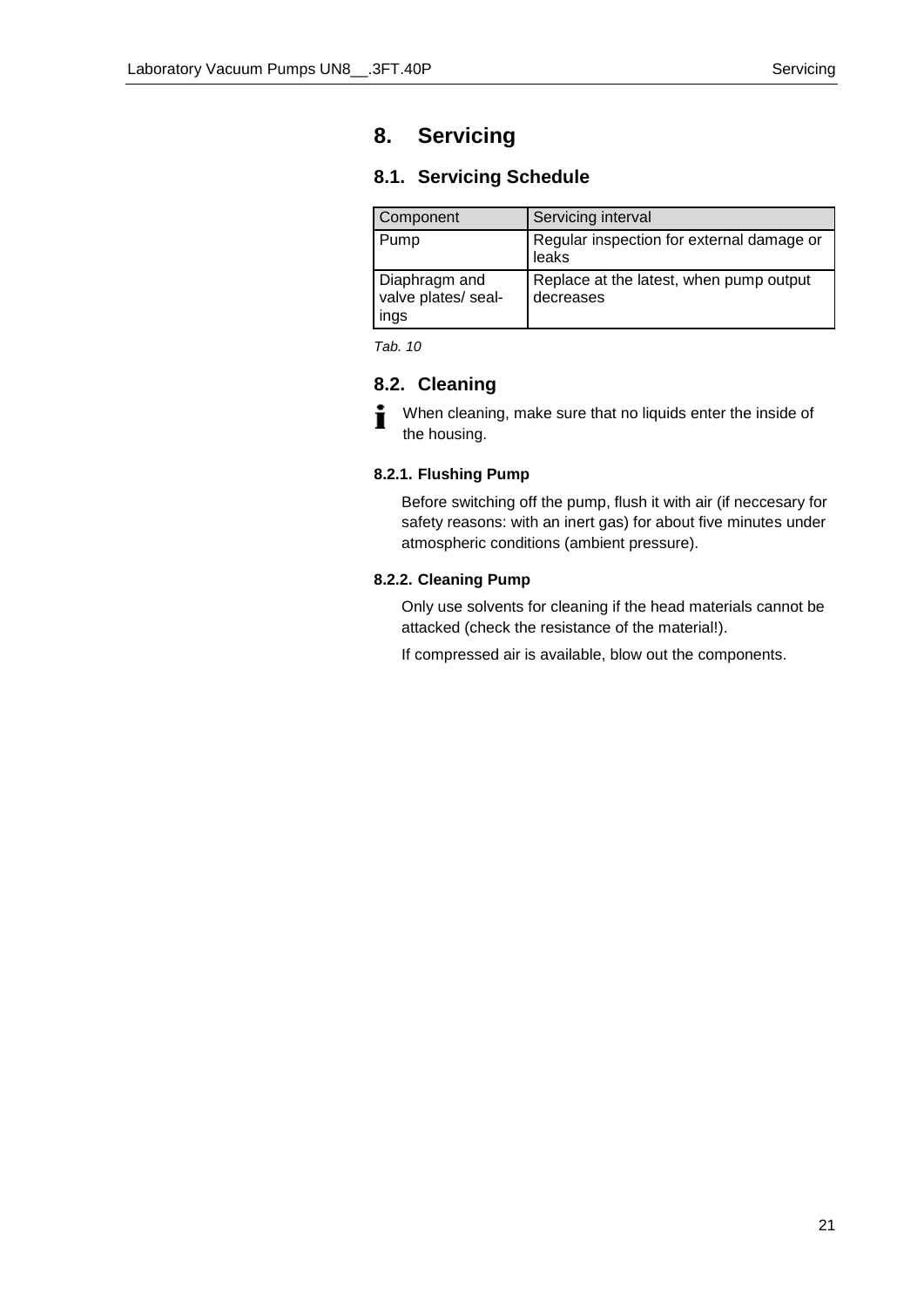# 8. Servicing

## 8.1. Servicing Schedule

| Component | Servicing interval |
| --- | --- |
| Pump | Regular inspection for external damage or leaks |
| Diaphragm and valve plates/ seal-ings | Replace at the latest, when pump output decreases |

*Tab. 10*

## 8.2. Cleaning

When cleaning, make sure that no liquids enter the inside of the housing.

### 8.2.1. Flushing Pump

Before switching off the pump, flush it with air (if neccesary for safety reasons: with an inert gas) for about five minutes under atmospheric conditions (ambient pressure).

### 8.2.2. Cleaning Pump

Only use solvents for cleaning if the head materials cannot be attacked (check the resistance of the material!).

If compressed air is available, blow out the components.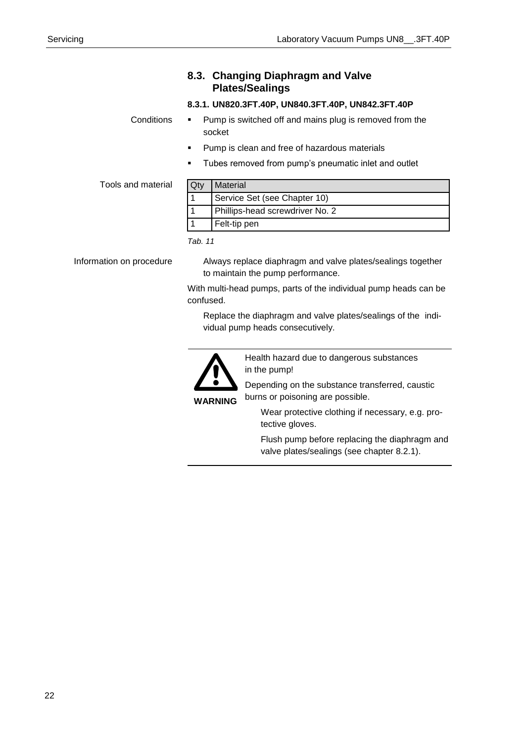## 8.3. Changing Diaphragm and Valve Plates/Sealings

### 8.3.1. UN820.3FT.40P, UN840.3FT.40P, UN842.3FT.40P

Conditions

- Pump is switched off and mains plug is removed from the socket
- Pump is clean and free of hazardous materials
- Tubes removed from pump's pneumatic inlet and outlet

Tools and material

| Qty | Material |
|---|---|
| 1 | Service Set (see Chapter 10) |
| 1 | Phillips-head screwdriver No. 2 |
| 1 | Felt-tip pen |

*Tab. 11*

Information on procedure

Always replace diaphragm and valve plates/sealings together to maintain the pump performance.

With multi-head pumps, parts of the individual pump heads can be confused.

Replace the diaphragm and valve plates/sealings of the individual pump heads consecutively.

**WARNING**

Health hazard due to dangerous substances in the pump!

Depending on the substance transferred, caustic burns or poisoning are possible.

Wear protective clothing if necessary, e.g. protective gloves.

Flush pump before replacing the diaphragm and valve plates/sealings (see chapter 8.2.1).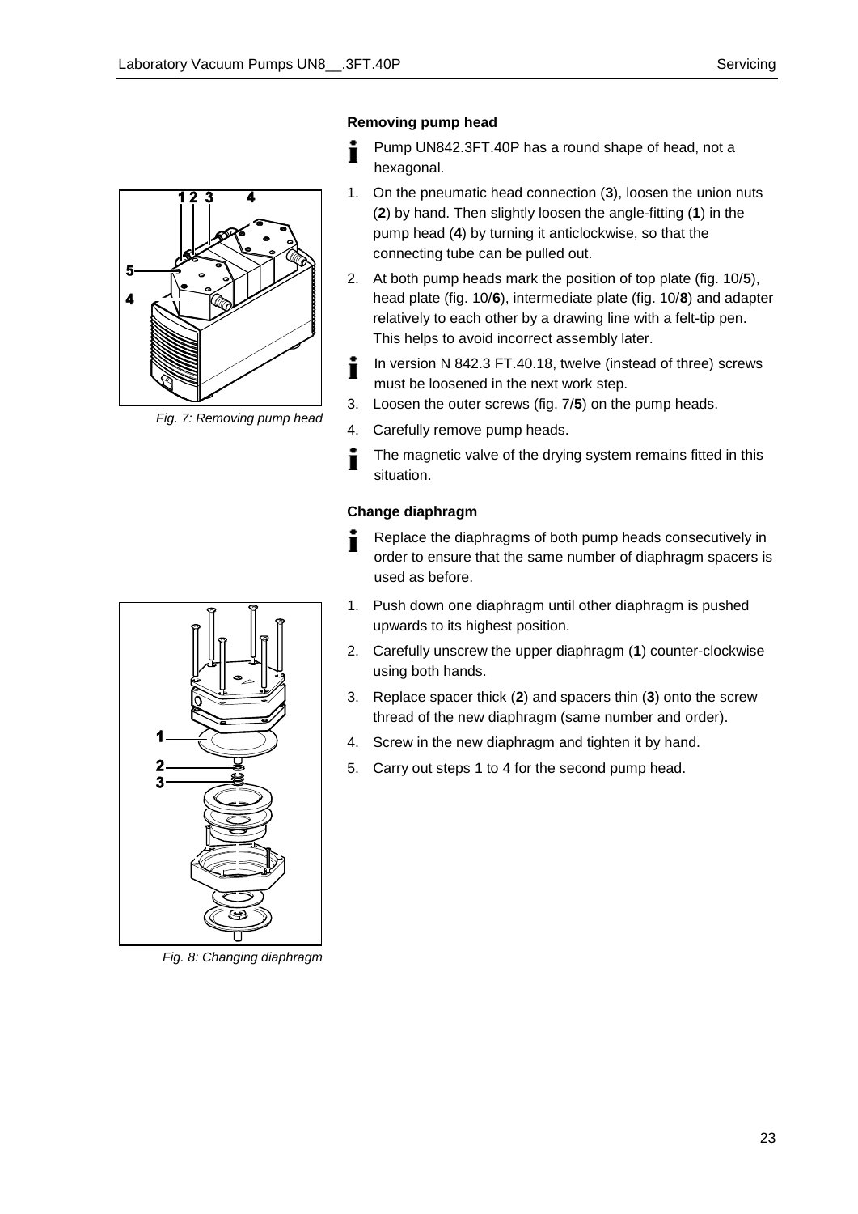### Removing pump head

Pump UN842.3FT.40P has a round shape of head, not a hexagonal.

1. On the pneumatic head connection (**3**), loosen the union nuts (**2**) by hand. Then slightly loosen the angle-fitting (**1**) in the pump head (**4**) by turning it anticlockwise, so that the connecting tube can be pulled out.
2. At both pump heads mark the position of top plate (fig. 10/**5**), head plate (fig. 10/**6**), intermediate plate (fig. 10/**8**) and adapter relatively to each other by a drawing line with a felt-tip pen. This helps to avoid incorrect assembly later.

In version N 842.3 FT.40.18, twelve (instead of three) screws must be loosened in the next work step.

3. Loosen the outer screws (fig. 7/**5**) on the pump heads.
4. Carefully remove pump heads.

The magnetic valve of the drying system remains fitted in this situation.

*Fig. 7: Removing pump head*

### Change diaphragm

Replace the diaphragms of both pump heads consecutively in order to ensure that the same number of diaphragm spacers is used as before.

1. Push down one diaphragm until other diaphragm is pushed upwards to its highest position.
2. Carefully unscrew the upper diaphragm (**1**) counter-clockwise using both hands.
3. Replace spacer thick (**2**) and spacers thin (**3**) onto the screw thread of the new diaphragm (same number and order).
4. Screw in the new diaphragm and tighten it by hand.
5. Carry out steps 1 to 4 for the second pump head.

*Fig. 8: Changing diaphragm*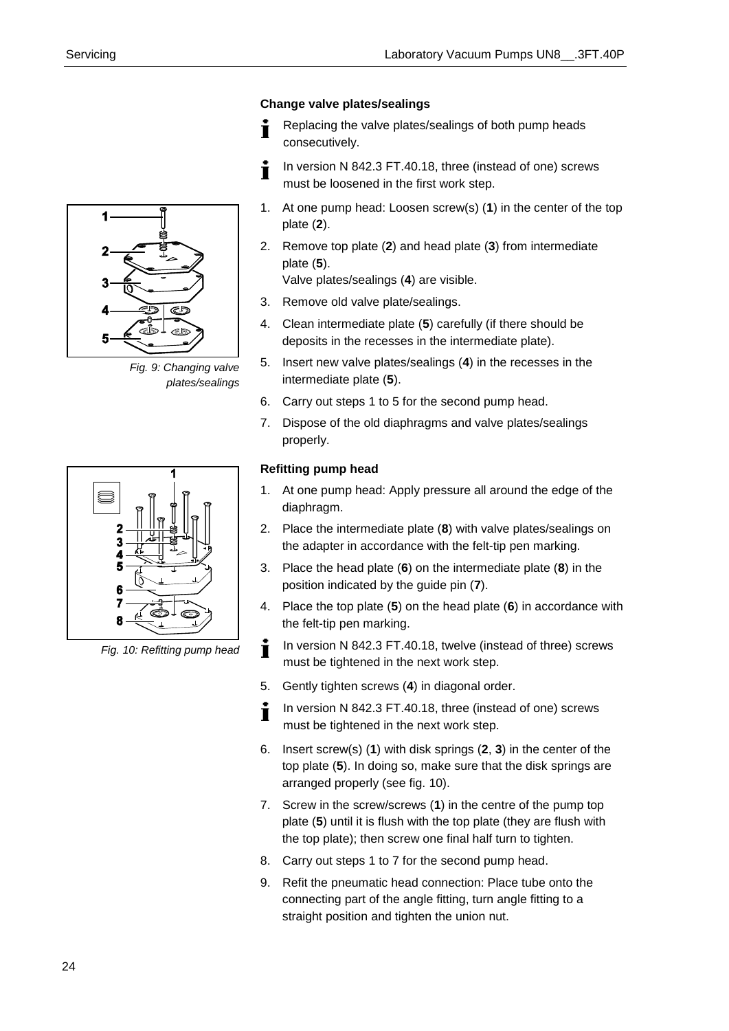### Change valve plates/sealings

Replacing the valve plates/sealings of both pump heads consecutively.

In version N 842.3 FT.40.18, three (instead of one) screws must be loosened in the first work step.

1. At one pump head: Loosen screw(s) (**1**) in the center of the top plate (**2**).
2. Remove top plate (**2**) and head plate (**3**) from intermediate plate (**5**).
   Valve plates/sealings (**4**) are visible.
3. Remove old valve plate/sealings.
4. Clean intermediate plate (**5**) carefully (if there should be deposits in the recesses in the intermediate plate).
5. Insert new valve plates/sealings (**4**) in the recesses in the intermediate plate (**5**).
6. Carry out steps 1 to 5 for the second pump head.
7. Dispose of the old diaphragms and valve plates/sealings properly.

*Fig. 9: Changing valve plates/sealings*

### Refitting pump head

1. At one pump head: Apply pressure all around the edge of the diaphragm.
2. Place the intermediate plate (**8**) with valve plates/sealings on the adapter in accordance with the felt-tip pen marking.
3. Place the head plate (**6**) on the intermediate plate (**8**) in the position indicated by the guide pin (**7**).
4. Place the top plate (**5**) on the head plate (**6**) in accordance with the felt-tip pen marking.

In version N 842.3 FT.40.18, twelve (instead of three) screws must be tightened in the next work step.

5. Gently tighten screws (**4**) in diagonal order.

In version N 842.3 FT.40.18, three (instead of one) screws must be tightened in the next work step.

6. Insert screw(s) (**1**) with disk springs (**2**, **3**) in the center of the top plate (**5**). In doing so, make sure that the disk springs are arranged properly (see fig. 10).
7. Screw in the screw/screws (**1**) in the centre of the pump top plate (**5**) until it is flush with the top plate (they are flush with the top plate); then screw one final half turn to tighten.
8. Carry out steps 1 to 7 for the second pump head.
9. Refit the pneumatic head connection: Place tube onto the connecting part of the angle fitting, turn angle fitting to a straight position and tighten the union nut.

*Fig. 10: Refitting pump head*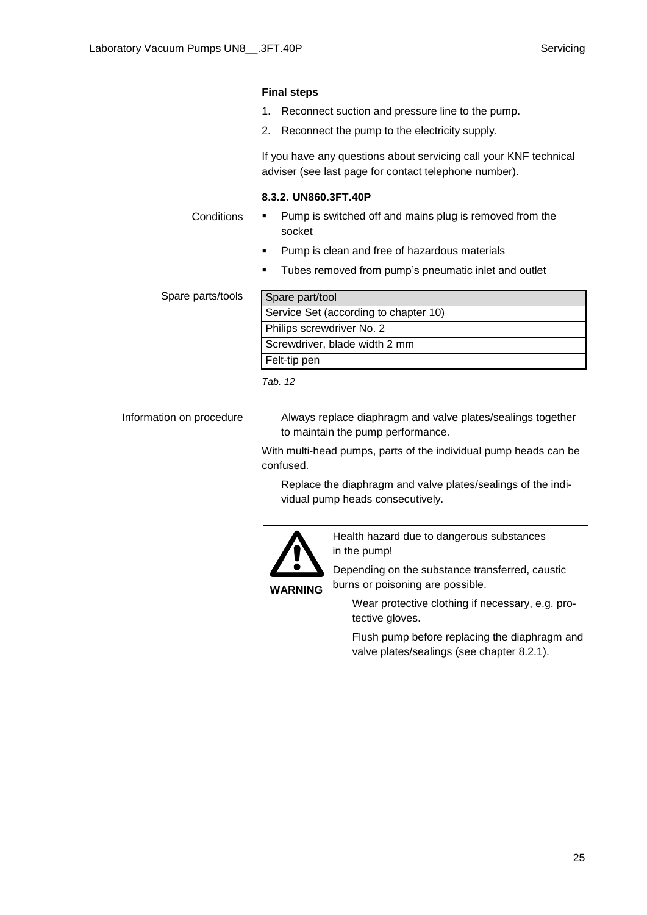**Final steps**

1. Reconnect suction and pressure line to the pump.
2. Reconnect the pump to the electricity supply.

If you have any questions about servicing call your KNF technical adviser (see last page for contact telephone number).

### 8.3.2. UN860.3FT.40P

Conditions

- Pump is switched off and mains plug is removed from the socket
- Pump is clean and free of hazardous materials
- Tubes removed from pump's pneumatic inlet and outlet

Spare parts/tools

| Spare part/tool |
|---|
| Service Set (according to chapter 10) |
| Philips screwdriver No. 2 |
| Screwdriver, blade width 2 mm |
| Felt-tip pen |

*Tab. 12*

Information on procedure

Always replace diaphragm and valve plates/sealings together to maintain the pump performance.

With multi-head pumps, parts of the individual pump heads can be confused.

Replace the diaphragm and valve plates/sealings of the individual pump heads consecutively.

**WARNING**

Health hazard due to dangerous substances in the pump!

Depending on the substance transferred, caustic burns or poisoning are possible.

Wear protective clothing if necessary, e.g. protective gloves.

Flush pump before replacing the diaphragm and valve plates/sealings (see chapter 8.2.1).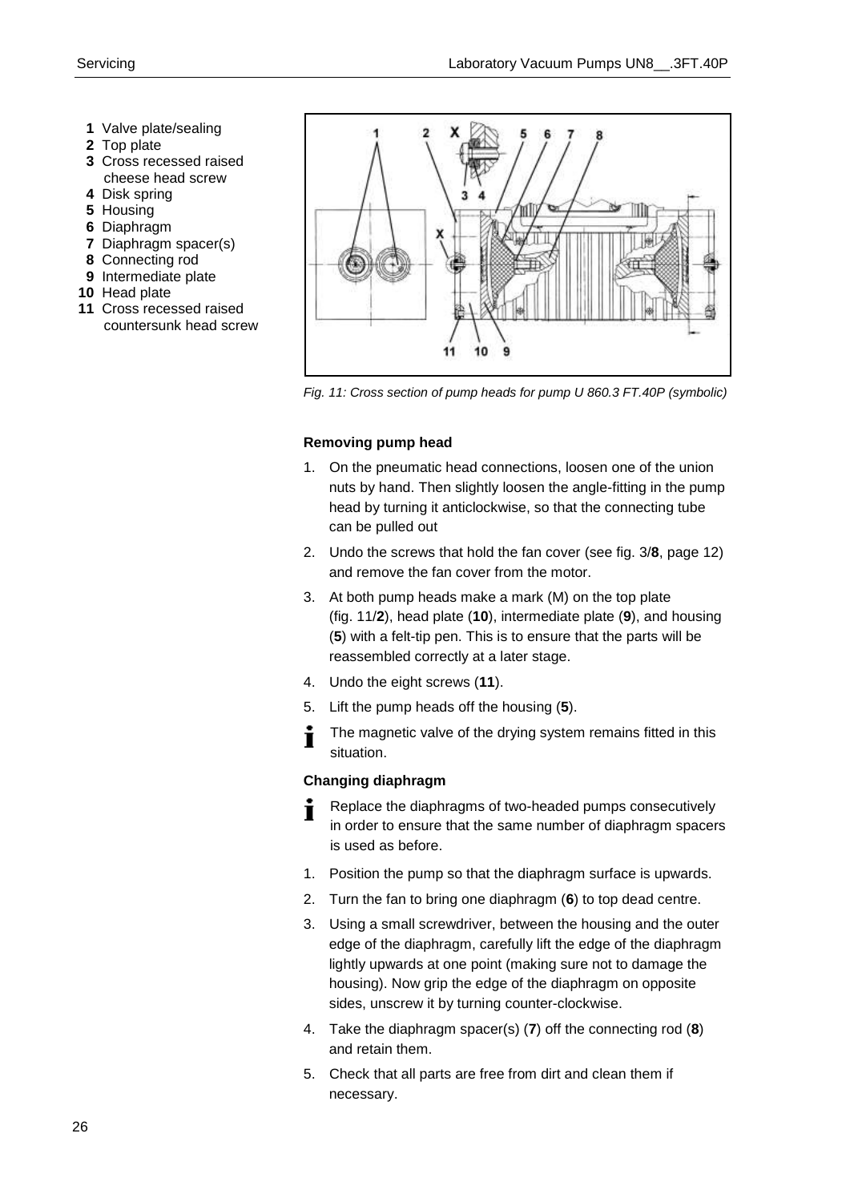1 Valve plate/sealing
2 Top plate
3 Cross recessed raised cheese head screw
4 Disk spring
5 Housing
6 Diaphragm
7 Diaphragm spacer(s)
8 Connecting rod
9 Intermediate plate
10 Head plate
11 Cross recessed raised countersunk head screw

*Fig. 11: Cross section of pump heads for pump U 860.3 FT.40P (symbolic)*

### Removing pump head

1. On the pneumatic head connections, loosen one of the union nuts by hand. Then slightly loosen the angle-fitting in the pump head by turning it anticlockwise, so that the connecting tube can be pulled out
2. Undo the screws that hold the fan cover (see fig. 3/**8**, page 12) and remove the fan cover from the motor.
3. At both pump heads make a mark (M) on the top plate (fig. 11/**2**), head plate (**10**), intermediate plate (**9**), and housing (**5**) with a felt-tip pen. This is to ensure that the parts will be reassembled correctly at a later stage.
4. Undo the eight screws (**11**).
5. Lift the pump heads off the housing (**5**).

The magnetic valve of the drying system remains fitted in this situation.

### Changing diaphragm

Replace the diaphragms of two-headed pumps consecutively in order to ensure that the same number of diaphragm spacers is used as before.

1. Position the pump so that the diaphragm surface is upwards.
2. Turn the fan to bring one diaphragm (**6**) to top dead centre.
3. Using a small screwdriver, between the housing and the outer edge of the diaphragm, carefully lift the edge of the diaphragm lightly upwards at one point (making sure not to damage the housing). Now grip the edge of the diaphragm on opposite sides, unscrew it by turning counter-clockwise.
4. Take the diaphragm spacer(s) (**7**) off the connecting rod (**8**) and retain them.
5. Check that all parts are free from dirt and clean them if necessary.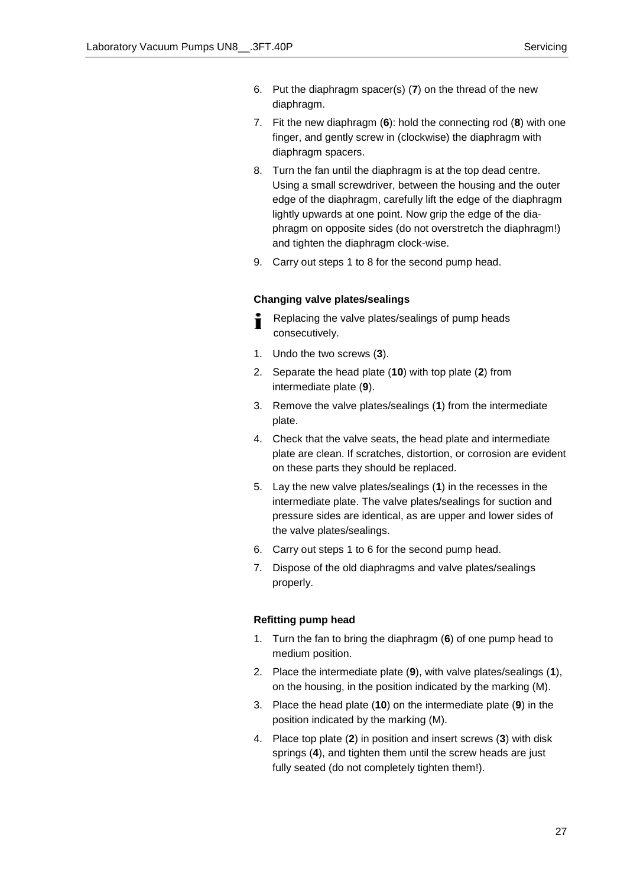6. Put the diaphragm spacer(s) (**7**) on the thread of the new diaphragm.
7. Fit the new diaphragm (**6**): hold the connecting rod (**8**) with one finger, and gently screw in (clockwise) the diaphragm with diaphragm spacers.
8. Turn the fan until the diaphragm is at the top dead centre. Using a small screwdriver, between the housing and the outer edge of the diaphragm, carefully lift the edge of the diaphragm lightly upwards at one point. Now grip the edge of the diaphragm on opposite sides (do not overstretch the diaphragm!) and tighten the diaphragm clock-wise.
9. Carry out steps 1 to 8 for the second pump head.

#### Changing valve plates/sealings

ℹ Replacing the valve plates/sealings of pump heads consecutively.

1. Undo the two screws (**3**).
2. Separate the head plate (**10**) with top plate (**2**) from intermediate plate (**9**).
3. Remove the valve plates/sealings (**1**) from the intermediate plate.
4. Check that the valve seats, the head plate and intermediate plate are clean. If scratches, distortion, or corrosion are evident on these parts they should be replaced.
5. Lay the new valve plates/sealings (**1**) in the recesses in the intermediate plate. The valve plates/sealings for suction and pressure sides are identical, as are upper and lower sides of the valve plates/sealings.
6. Carry out steps 1 to 6 for the second pump head.
7. Dispose of the old diaphragms and valve plates/sealings properly.

#### Refitting pump head

1. Turn the fan to bring the diaphragm (**6**) of one pump head to medium position.
2. Place the intermediate plate (**9**), with valve plates/sealings (**1**), on the housing, in the position indicated by the marking (M).
3. Place the head plate (**10**) on the intermediate plate (**9**) in the position indicated by the marking (M).
4. Place top plate (**2**) in position and insert screws (**3**) with disk springs (**4**), and tighten them until the screw heads are just fully seated (do not completely tighten them!).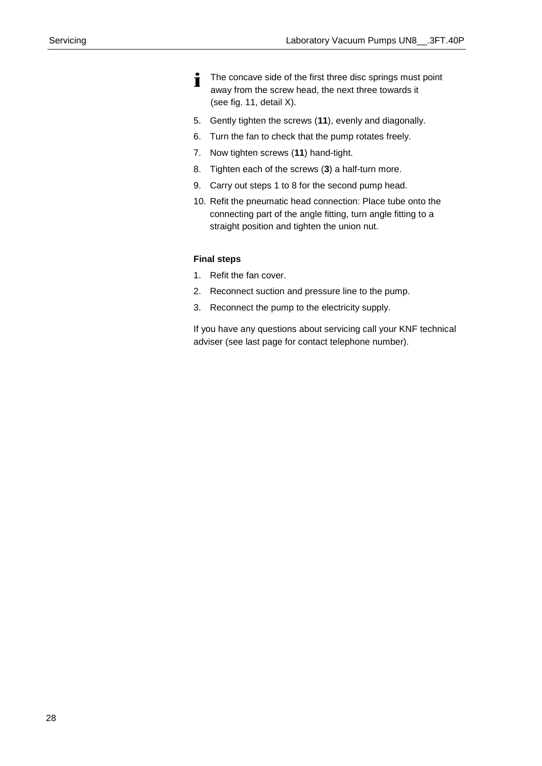The concave side of the first three disc springs must point away from the screw head, the next three towards it (see fig. 11, detail X).

5. Gently tighten the screws (**11**), evenly and diagonally.
6. Turn the fan to check that the pump rotates freely.
7. Now tighten screws (**11**) hand-tight.
8. Tighten each of the screws (**3**) a half-turn more.
9. Carry out steps 1 to 8 for the second pump head.
10. Refit the pneumatic head connection: Place tube onto the connecting part of the angle fitting, turn angle fitting to a straight position and tighten the union nut.

**Final steps**

1. Refit the fan cover.
2. Reconnect suction and pressure line to the pump.
3. Reconnect the pump to the electricity supply.

If you have any questions about servicing call your KNF technical adviser (see last page for contact telephone number).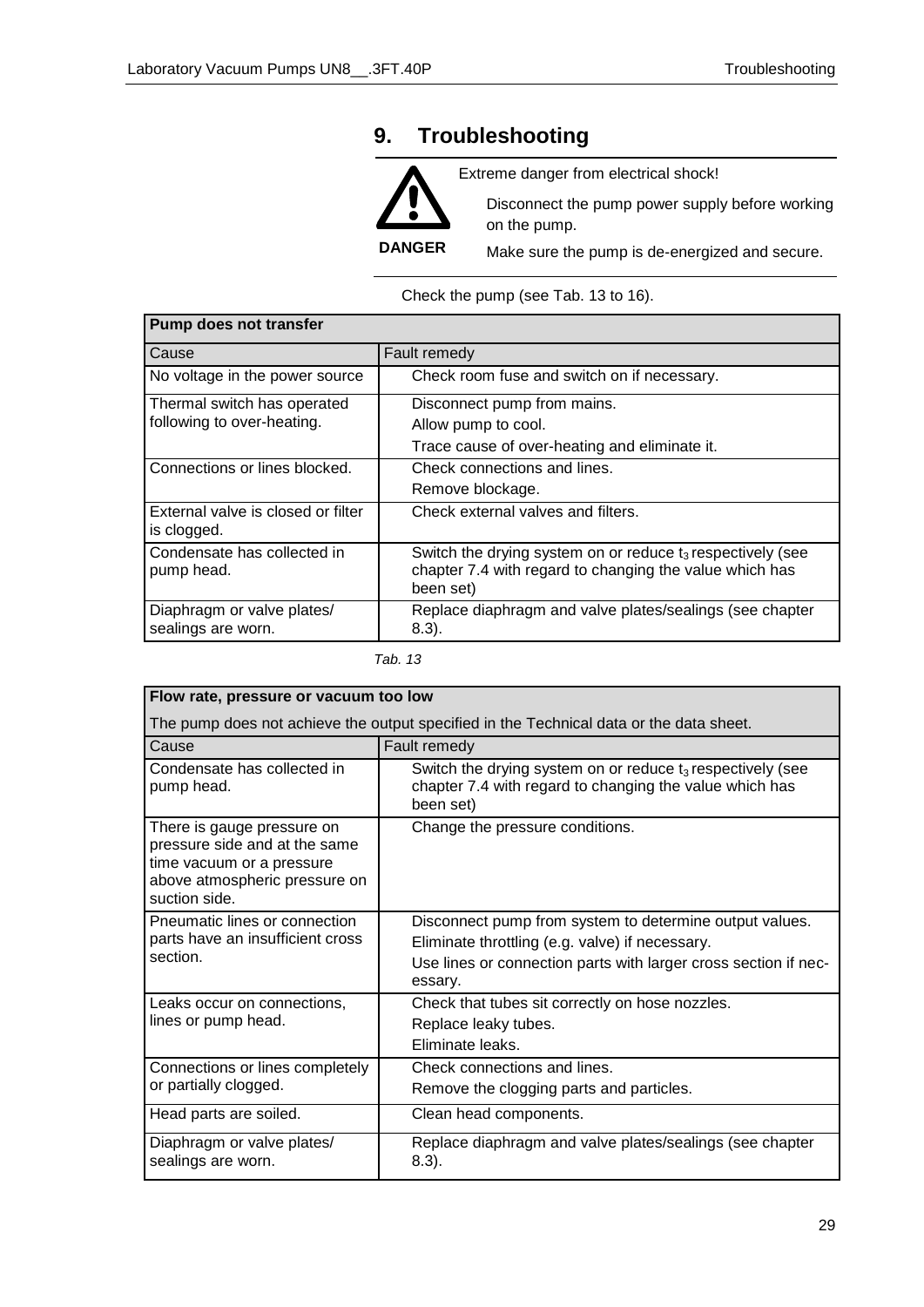# 9. Troubleshooting

**DANGER**

Extreme danger from electrical shock!

Disconnect the pump power supply before working on the pump.

Make sure the pump is de-energized and secure.

Check the pump (see Tab. 13 to 16).

| **Pump does not transfer** | |
|---|---|
| Cause | Fault remedy |
| No voltage in the power source | Check room fuse and switch on if necessary. |
| Thermal switch has operated following to over-heating. | Disconnect pump from mains.<br>Allow pump to cool.<br>Trace cause of over-heating and eliminate it. |
| Connections or lines blocked. | Check connections and lines.<br>Remove blockage. |
| External valve is closed or filter is clogged. | Check external valves and filters. |
| Condensate has collected in pump head. | Switch the drying system on or reduce $t_3$ respectively (see chapter 7.4 with regard to changing the value which has been set) |
| Diaphragm or valve plates/ sealings are worn. | Replace diaphragm and valve plates/sealings (see chapter 8.3). |

*Tab. 13*

| **Flow rate, pressure or vacuum too low**<br>The pump does not achieve the output specified in the Technical data or the data sheet. | |
|---|---|
| Cause | Fault remedy |
| Condensate has collected in pump head. | Switch the drying system on or reduce $t_3$ respectively (see chapter 7.4 with regard to changing the value which has been set) |
| There is gauge pressure on pressure side and at the same time vacuum or a pressure above atmospheric pressure on suction side. | Change the pressure conditions. |
| Pneumatic lines or connection parts have an insufficient cross section. | Disconnect pump from system to determine output values.<br>Eliminate throttling (e.g. valve) if necessary.<br>Use lines or connection parts with larger cross section if necessary. |
| Leaks occur on connections, lines or pump head. | Check that tubes sit correctly on hose nozzles.<br>Replace leaky tubes.<br>Eliminate leaks. |
| Connections or lines completely or partially clogged. | Check connections and lines.<br>Remove the clogging parts and particles. |
| Head parts are soiled. | Clean head components. |
| Diaphragm or valve plates/ sealings are worn. | Replace diaphragm and valve plates/sealings (see chapter 8.3). |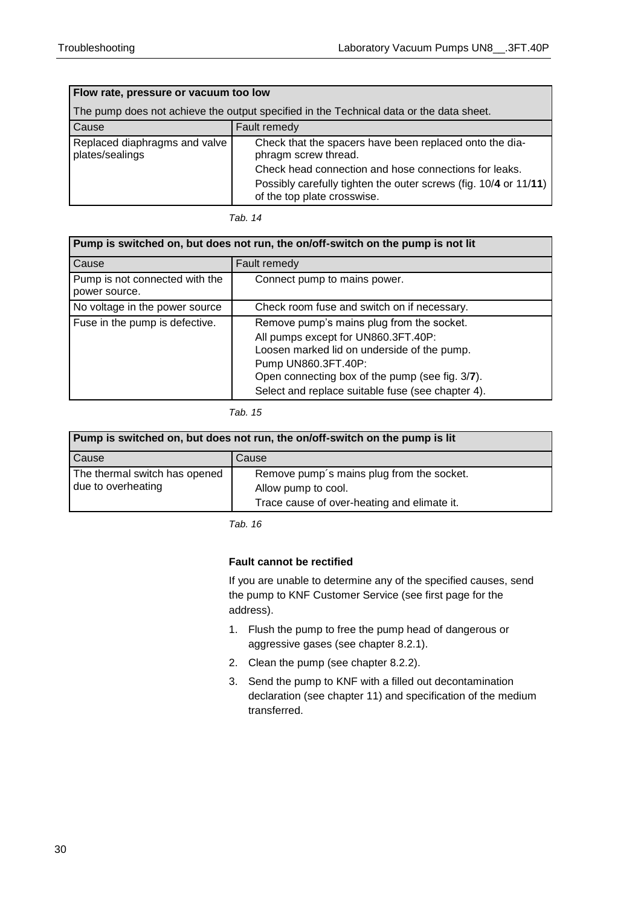| Flow rate, pressure or vacuum too low | |
|---|---|
| The pump does not achieve the output specified in the Technical data or the data sheet. | |
| Cause | Fault remedy |
| Replaced diaphragms and valve plates/sealings | Check that the spacers have been replaced onto the diaphragm screw thread.<br>Check head connection and hose connections for leaks.<br>Possibly carefully tighten the outer screws (fig. 10/**4** or 11/**11**) of the top plate crosswise. |

*Tab. 14*

| Pump is switched on, but does not run, the on/off-switch on the pump is not lit | |
|---|---|
| Cause | Fault remedy |
| Pump is not connected with the power source. | Connect pump to mains power. |
| No voltage in the power source | Check room fuse and switch on if necessary. |
| Fuse in the pump is defective. | Remove pump's mains plug from the socket.<br>All pumps except for UN860.3FT.40P:<br>Loosen marked lid on underside of the pump.<br>Pump UN860.3FT.40P:<br>Open connecting box of the pump (see fig. 3/**7**).<br>Select and replace suitable fuse (see chapter 4). |

*Tab. 15*

| Pump is switched on, but does not run, the on/off-switch on the pump is lit | |
|---|---|
| Cause | Cause |
| The thermal switch has opened due to overheating | Remove pump´s mains plug from the socket.<br>Allow pump to cool.<br>Trace cause of over-heating and elimate it. |

*Tab. 16*

**Fault cannot be rectified**

If you are unable to determine any of the specified causes, send the pump to KNF Customer Service (see first page for the address).

1. Flush the pump to free the pump head of dangerous or aggressive gases (see chapter 8.2.1).
2. Clean the pump (see chapter 8.2.2).
3. Send the pump to KNF with a filled out decontamination declaration (see chapter 11) and specification of the medium transferred.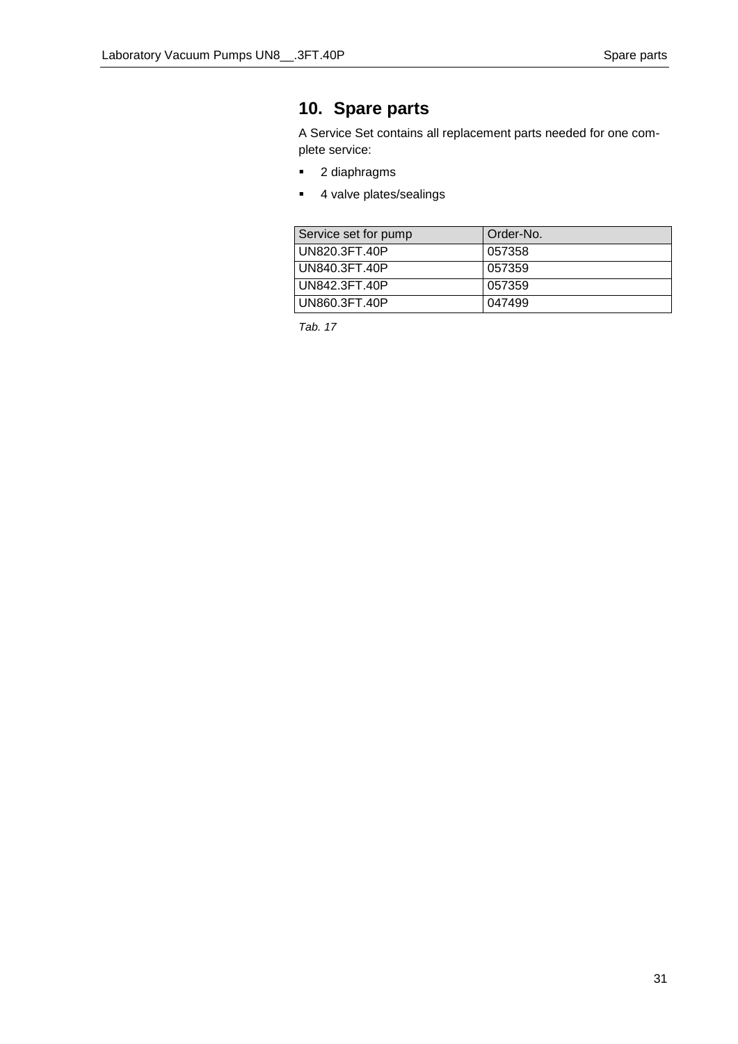# 10. Spare parts

A Service Set contains all replacement parts needed for one complete service:

- 2 diaphragms
- 4 valve plates/sealings

| Service set for pump | Order-No. |
|---|---|
| UN820.3FT.40P | 057358 |
| UN840.3FT.40P | 057359 |
| UN842.3FT.40P | 057359 |
| UN860.3FT.40P | 047499 |

*Tab. 17*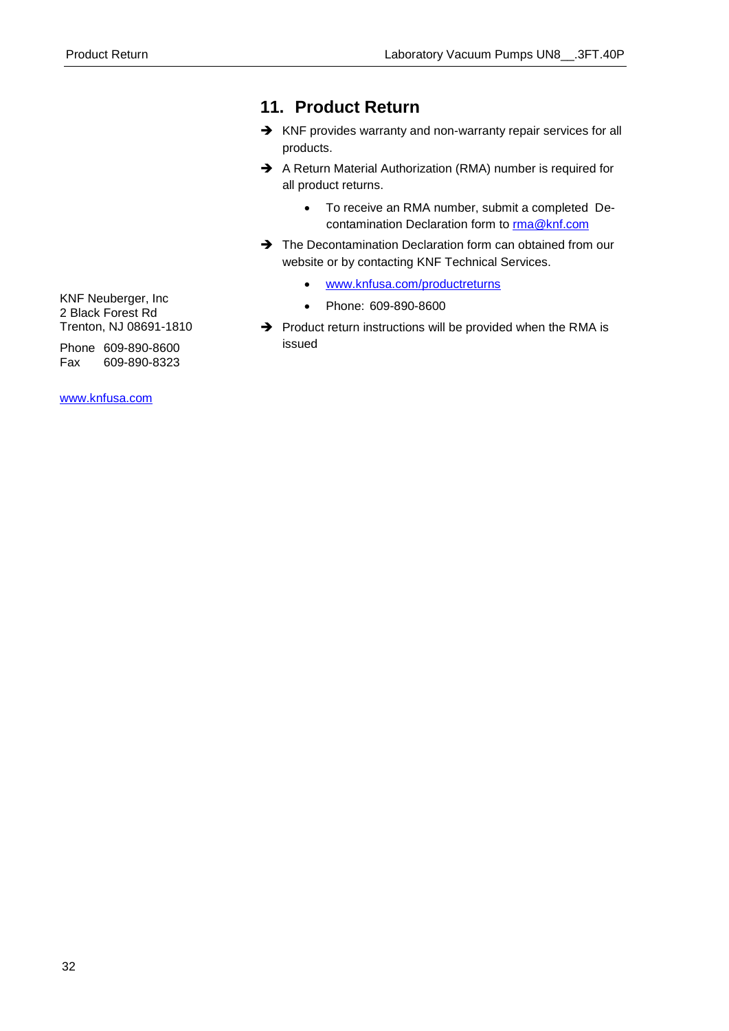# 11. Product Return

➔ KNF provides warranty and non-warranty repair services for all products.

➔ A Return Material Authorization (RMA) number is required for all product returns.

- To receive an RMA number, submit a completed Decontamination Declaration form to rma@knf.com

➔ The Decontamination Declaration form can obtained from our website or by contacting KNF Technical Services.

- www.knfusa.com/productreturns
- Phone: 609-890-8600

➔ Product return instructions will be provided when the RMA is issued

KNF Neuberger, Inc
2 Black Forest Rd
Trenton, NJ 08691-1810

Phone 609-890-8600
Fax 609-890-8323

www.knfusa.com